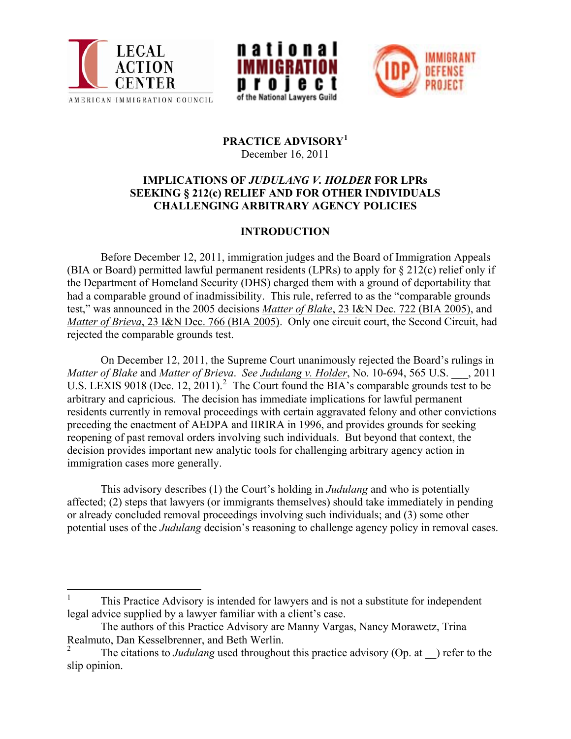LEGAL ACTION CENTER
AMERICAN IMMIGRATION COUNCIL

national IMMIGRATION project of the National Lawyers Guild

IMMIGRANT DEFENSE PROJECT

**PRACTICE ADVISORY[1]**
December 16, 2011

**IMPLICATIONS OF *JUDULANG V. HOLDER* FOR LPRs SEEKING § 212(c) RELIEF AND FOR OTHER INDIVIDUALS CHALLENGING ARBITRARY AGENCY POLICIES**

## INTRODUCTION

Before December 12, 2011, immigration judges and the Board of Immigration Appeals (BIA or Board) permitted lawful permanent residents (LPRs) to apply for § 212(c) relief only if the Department of Homeland Security (DHS) charged them with a ground of deportability that had a comparable ground of inadmissibility. This rule, referred to as the "comparable grounds test," was announced in the 2005 decisions *Matter of Blake*, 23 I&N Dec. 722 (BIA 2005), and *Matter of Brieva*, 23 I&N Dec. 766 (BIA 2005). Only one circuit court, the Second Circuit, had rejected the comparable grounds test.

On December 12, 2011, the Supreme Court unanimously rejected the Board's rulings in *Matter of Blake* and *Matter of Brieva*. *See Judulang v. Holder*, No. 10-694, 565 U.S. ___, 2011 U.S. LEXIS 9018 (Dec. 12, 2011).[2] The Court found the BIA's comparable grounds test to be arbitrary and capricious. The decision has immediate implications for lawful permanent residents currently in removal proceedings with certain aggravated felony and other convictions preceding the enactment of AEDPA and IIRIRA in 1996, and provides grounds for seeking reopening of past removal orders involving such individuals. But beyond that context, the decision provides important new analytic tools for challenging arbitrary agency action in immigration cases more generally.

This advisory describes (1) the Court's holding in *Judulang* and who is potentially affected; (2) steps that lawyers (or immigrants themselves) should take immediately in pending or already concluded removal proceedings involving such individuals; and (3) some other potential uses of the *Judulang* decision's reasoning to challenge agency policy in removal cases.

---

[1] This Practice Advisory is intended for lawyers and is not a substitute for independent legal advice supplied by a lawyer familiar with a client's case.

The authors of this Practice Advisory are Manny Vargas, Nancy Morawetz, Trina Realmuto, Dan Kesselbrenner, and Beth Werlin.

[2] The citations to *Judulang* used throughout this practice advisory (Op. at __) refer to the slip opinion.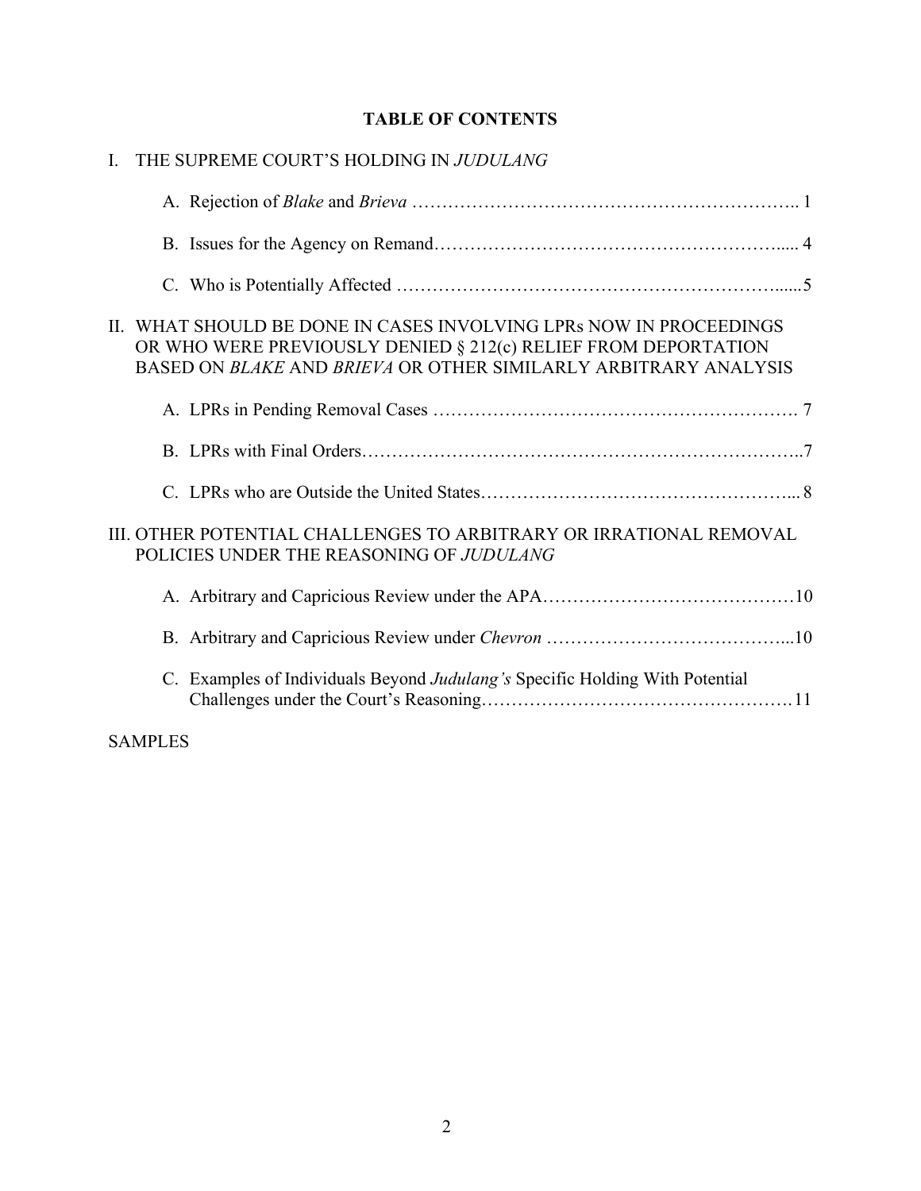# TABLE OF CONTENTS

I. THE SUPREME COURT'S HOLDING IN *JUDULANG*

- A. Rejection of *Blake* and *Brieva* .......................................................... 1
- B. Issues for the Agency on Remand........................................................ 4
- C. Who is Potentially Affected ............................................................... 5

II. WHAT SHOULD BE DONE IN CASES INVOLVING LPRs NOW IN PROCEEDINGS OR WHO WERE PREVIOUSLY DENIED § 212(c) RELIEF FROM DEPORTATION BASED ON *BLAKE* AND *BRIEVA* OR OTHER SIMILARLY ARBITRARY ANALYSIS

- A. LPRs in Pending Removal Cases ....................................................... 7
- B. LPRs with Final Orders.................................................................... 7
- C. LPRs who are Outside the United States.............................................. 8

III. OTHER POTENTIAL CHALLENGES TO ARBITRARY OR IRRATIONAL REMOVAL POLICIES UNDER THE REASONING OF *JUDULANG*

- A. Arbitrary and Capricious Review under the APA..................................... 10
- B. Arbitrary and Capricious Review under *Chevron* ................................... 10
- C. Examples of Individuals Beyond *Judulang's* Specific Holding With Potential Challenges under the Court's Reasoning............................................. 11

SAMPLES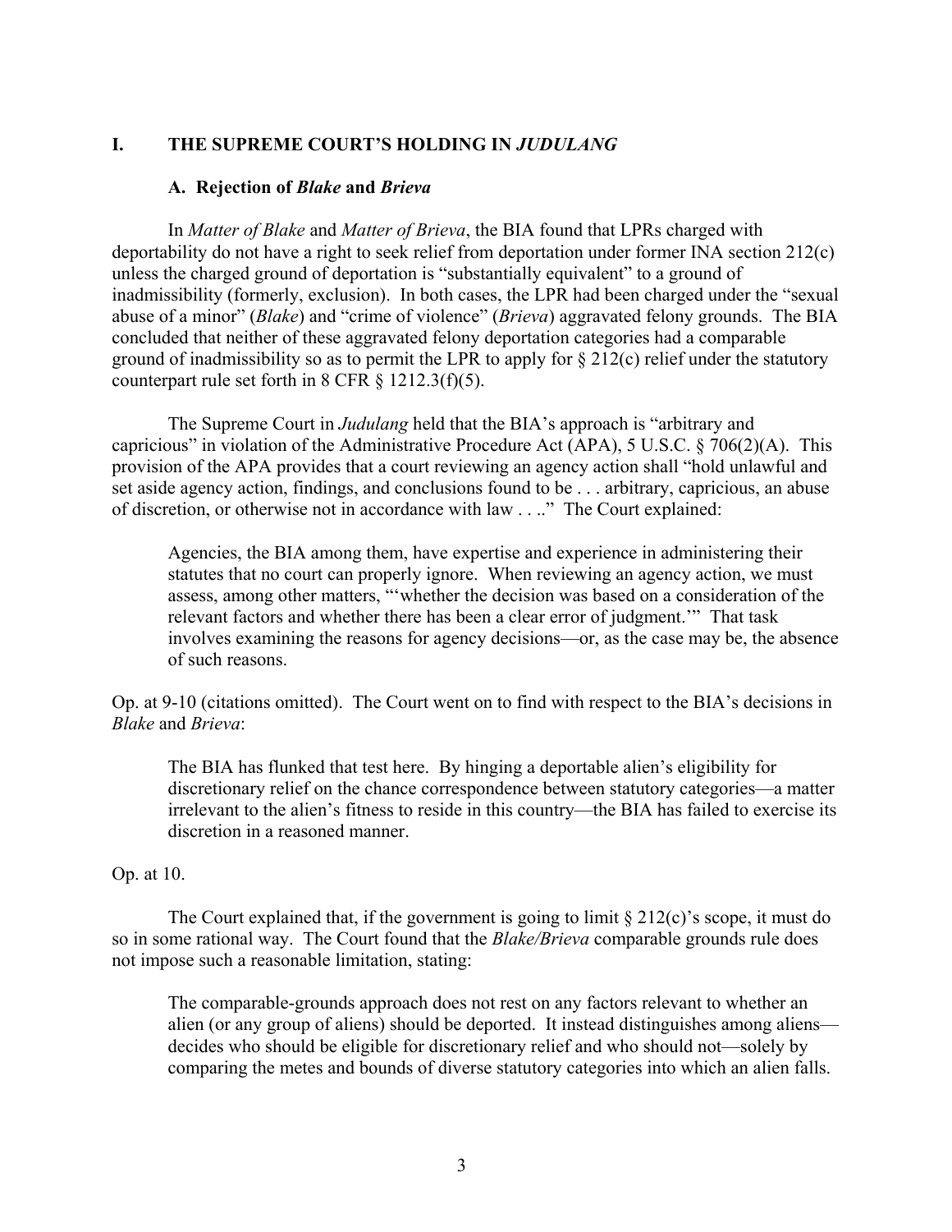## I. THE SUPREME COURT'S HOLDING IN *JUDULANG*

### A. Rejection of *Blake* and *Brieva*

In *Matter of Blake* and *Matter of Brieva*, the BIA found that LPRs charged with deportability do not have a right to seek relief from deportation under former INA section 212(c) unless the charged ground of deportation is "substantially equivalent" to a ground of inadmissibility (formerly, exclusion). In both cases, the LPR had been charged under the "sexual abuse of a minor" (*Blake*) and "crime of violence" (*Brieva*) aggravated felony grounds. The BIA concluded that neither of these aggravated felony deportation categories had a comparable ground of inadmissibility so as to permit the LPR to apply for § 212(c) relief under the statutory counterpart rule set forth in 8 CFR § 1212.3(f)(5).

The Supreme Court in *Judulang* held that the BIA's approach is "arbitrary and capricious" in violation of the Administrative Procedure Act (APA), 5 U.S.C. § 706(2)(A). This provision of the APA provides that a court reviewing an agency action shall "hold unlawful and set aside agency action, findings, and conclusions found to be . . . arbitrary, capricious, an abuse of discretion, or otherwise not in accordance with law . . .." The Court explained:

> Agencies, the BIA among them, have expertise and experience in administering their statutes that no court can properly ignore. When reviewing an agency action, we must assess, among other matters, "'whether the decision was based on a consideration of the relevant factors and whether there has been a clear error of judgment.'" That task involves examining the reasons for agency decisions—or, as the case may be, the absence of such reasons.

Op. at 9-10 (citations omitted). The Court went on to find with respect to the BIA's decisions in *Blake* and *Brieva*:

> The BIA has flunked that test here. By hinging a deportable alien's eligibility for discretionary relief on the chance correspondence between statutory categories—a matter irrelevant to the alien's fitness to reside in this country—the BIA has failed to exercise its discretion in a reasoned manner.

Op. at 10.

The Court explained that, if the government is going to limit § 212(c)'s scope, it must do so in some rational way. The Court found that the *Blake/Brieva* comparable grounds rule does not impose such a reasonable limitation, stating:

> The comparable-grounds approach does not rest on any factors relevant to whether an alien (or any group of aliens) should be deported. It instead distinguishes among aliens—decides who should be eligible for discretionary relief and who should not—solely by comparing the metes and bounds of diverse statutory categories into which an alien falls.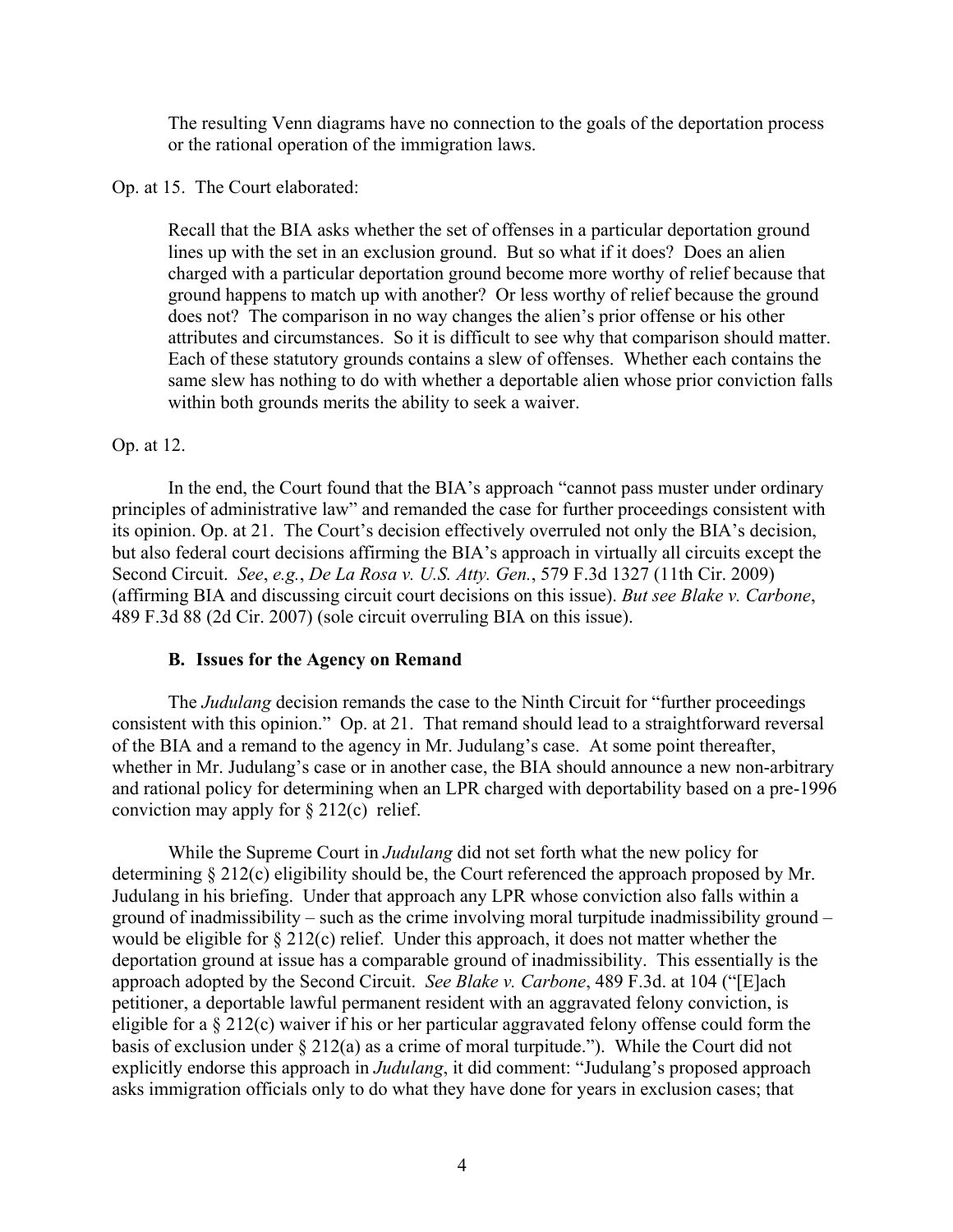> The resulting Venn diagrams have no connection to the goals of the deportation process or the rational operation of the immigration laws.

Op. at 15. The Court elaborated:

> Recall that the BIA asks whether the set of offenses in a particular deportation ground lines up with the set in an exclusion ground. But so what if it does? Does an alien charged with a particular deportation ground become more worthy of relief because that ground happens to match up with another? Or less worthy of relief because the ground does not? The comparison in no way changes the alien's prior offense or his other attributes and circumstances. So it is difficult to see why that comparison should matter. Each of these statutory grounds contains a slew of offenses. Whether each contains the same slew has nothing to do with whether a deportable alien whose prior conviction falls within both grounds merits the ability to seek a waiver.

Op. at 12.

In the end, the Court found that the BIA's approach "cannot pass muster under ordinary principles of administrative law" and remanded the case for further proceedings consistent with its opinion. Op. at 21. The Court's decision effectively overruled not only the BIA's decision, but also federal court decisions affirming the BIA's approach in virtually all circuits except the Second Circuit. *See*, *e.g.*, *De La Rosa v. U.S. Atty. Gen.*, 579 F.3d 1327 (11th Cir. 2009) (affirming BIA and discussing circuit court decisions on this issue). *But see Blake v. Carbone*, 489 F.3d 88 (2d Cir. 2007) (sole circuit overruling BIA on this issue).

### B. Issues for the Agency on Remand

The *Judulang* decision remands the case to the Ninth Circuit for "further proceedings consistent with this opinion." Op. at 21. That remand should lead to a straightforward reversal of the BIA and a remand to the agency in Mr. Judulang's case. At some point thereafter, whether in Mr. Judulang's case or in another case, the BIA should announce a new non-arbitrary and rational policy for determining when an LPR charged with deportability based on a pre-1996 conviction may apply for § 212(c) relief.

While the Supreme Court in *Judulang* did not set forth what the new policy for determining § 212(c) eligibility should be, the Court referenced the approach proposed by Mr. Judulang in his briefing. Under that approach any LPR whose conviction also falls within a ground of inadmissibility – such as the crime involving moral turpitude inadmissibility ground – would be eligible for § 212(c) relief. Under this approach, it does not matter whether the deportation ground at issue has a comparable ground of inadmissibility. This essentially is the approach adopted by the Second Circuit. *See Blake v. Carbone*, 489 F.3d. at 104 ("[E]ach petitioner, a deportable lawful permanent resident with an aggravated felony conviction, is eligible for a § 212(c) waiver if his or her particular aggravated felony offense could form the basis of exclusion under § 212(a) as a crime of moral turpitude."). While the Court did not explicitly endorse this approach in *Judulang*, it did comment: "Judulang's proposed approach asks immigration officials only to do what they have done for years in exclusion cases; that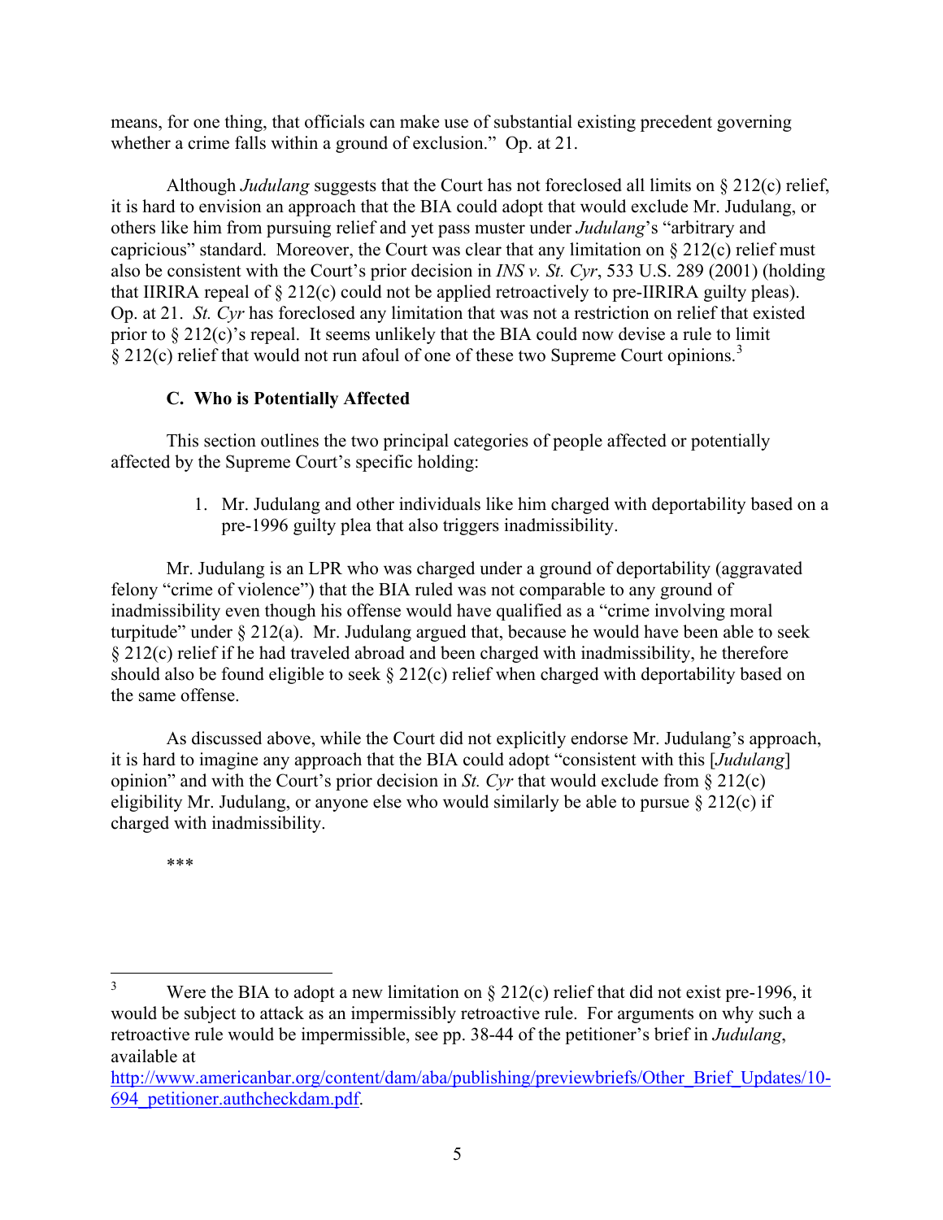means, for one thing, that officials can make use of substantial existing precedent governing whether a crime falls within a ground of exclusion." Op. at 21.

Although *Judulang* suggests that the Court has not foreclosed all limits on § 212(c) relief, it is hard to envision an approach that the BIA could adopt that would exclude Mr. Judulang, or others like him from pursuing relief and yet pass muster under *Judulang*'s "arbitrary and capricious" standard. Moreover, the Court was clear that any limitation on § 212(c) relief must also be consistent with the Court's prior decision in *INS v. St. Cyr*, 533 U.S. 289 (2001) (holding that IIRIRA repeal of § 212(c) could not be applied retroactively to pre-IIRIRA guilty pleas). Op. at 21. *St. Cyr* has foreclosed any limitation that was not a restriction on relief that existed prior to § 212(c)'s repeal. It seems unlikely that the BIA could now devise a rule to limit § 212(c) relief that would not run afoul of one of these two Supreme Court opinions.[3]

### C. Who is Potentially Affected

This section outlines the two principal categories of people affected or potentially affected by the Supreme Court's specific holding:

1. Mr. Judulang and other individuals like him charged with deportability based on a pre-1996 guilty plea that also triggers inadmissibility.

Mr. Judulang is an LPR who was charged under a ground of deportability (aggravated felony "crime of violence") that the BIA ruled was not comparable to any ground of inadmissibility even though his offense would have qualified as a "crime involving moral turpitude" under § 212(a). Mr. Judulang argued that, because he would have been able to seek § 212(c) relief if he had traveled abroad and been charged with inadmissibility, he therefore should also be found eligible to seek § 212(c) relief when charged with deportability based on the same offense.

As discussed above, while the Court did not explicitly endorse Mr. Judulang's approach, it is hard to imagine any approach that the BIA could adopt "consistent with this [*Judulang*] opinion" and with the Court's prior decision in *St. Cyr* that would exclude from § 212(c) eligibility Mr. Judulang, or anyone else who would similarly be able to pursue § 212(c) if charged with inadmissibility.

***

[3] Were the BIA to adopt a new limitation on § 212(c) relief that did not exist pre-1996, it would be subject to attack as an impermissibly retroactive rule. For arguments on why such a retroactive rule would be impermissible, see pp. 38-44 of the petitioner's brief in *Judulang*, available at http://www.americanbar.org/content/dam/aba/publishing/previewbriefs/Other_Brief_Updates/10-694_petitioner.authcheckdam.pdf.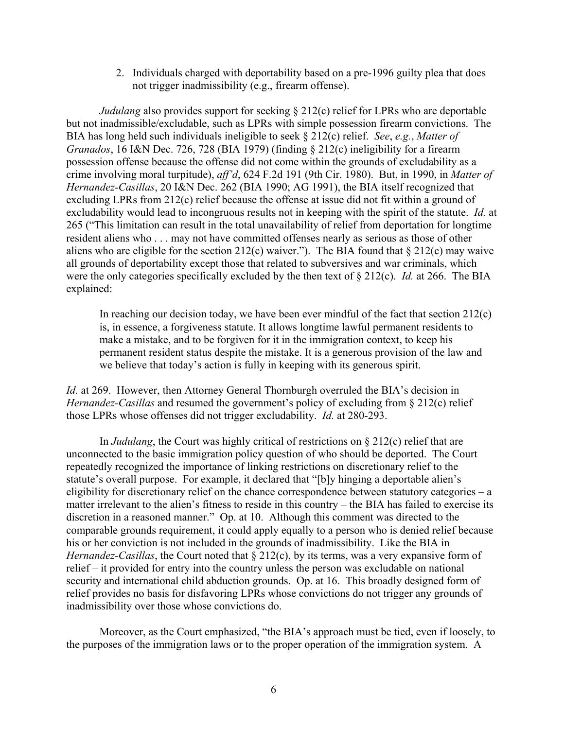2. Individuals charged with deportability based on a pre-1996 guilty plea that does not trigger inadmissibility (e.g., firearm offense).

*Judulang* also provides support for seeking § 212(c) relief for LPRs who are deportable but not inadmissible/excludable, such as LPRs with simple possession firearm convictions. The BIA has long held such individuals ineligible to seek § 212(c) relief. *See*, *e.g.*, *Matter of Granados*, 16 I&N Dec. 726, 728 (BIA 1979) (finding § 212(c) ineligibility for a firearm possession offense because the offense did not come within the grounds of excludability as a crime involving moral turpitude), *aff'd*, 624 F.2d 191 (9th Cir. 1980). But, in 1990, in *Matter of Hernandez-Casillas*, 20 I&N Dec. 262 (BIA 1990; AG 1991), the BIA itself recognized that excluding LPRs from 212(c) relief because the offense at issue did not fit within a ground of excludability would lead to incongruous results not in keeping with the spirit of the statute. *Id.* at 265 ("This limitation can result in the total unavailability of relief from deportation for longtime resident aliens who . . . may not have committed offenses nearly as serious as those of other aliens who are eligible for the section 212(c) waiver."). The BIA found that § 212(c) may waive all grounds of deportability except those that related to subversives and war criminals, which were the only categories specifically excluded by the then text of § 212(c). *Id.* at 266. The BIA explained:

> In reaching our decision today, we have been ever mindful of the fact that section 212(c) is, in essence, a forgiveness statute. It allows longtime lawful permanent residents to make a mistake, and to be forgiven for it in the immigration context, to keep his permanent resident status despite the mistake. It is a generous provision of the law and we believe that today's action is fully in keeping with its generous spirit.

*Id.* at 269. However, then Attorney General Thornburgh overruled the BIA's decision in *Hernandez-Casillas* and resumed the government's policy of excluding from § 212(c) relief those LPRs whose offenses did not trigger excludability. *Id.* at 280-293.

In *Judulang*, the Court was highly critical of restrictions on § 212(c) relief that are unconnected to the basic immigration policy question of who should be deported. The Court repeatedly recognized the importance of linking restrictions on discretionary relief to the statute's overall purpose. For example, it declared that "[b]y hinging a deportable alien's eligibility for discretionary relief on the chance correspondence between statutory categories – a matter irrelevant to the alien's fitness to reside in this country – the BIA has failed to exercise its discretion in a reasoned manner." Op. at 10. Although this comment was directed to the comparable grounds requirement, it could apply equally to a person who is denied relief because his or her conviction is not included in the grounds of inadmissibility. Like the BIA in *Hernandez-Casillas*, the Court noted that § 212(c), by its terms, was a very expansive form of relief – it provided for entry into the country unless the person was excludable on national security and international child abduction grounds. Op. at 16. This broadly designed form of relief provides no basis for disfavoring LPRs whose convictions do not trigger any grounds of inadmissibility over those whose convictions do.

Moreover, as the Court emphasized, "the BIA's approach must be tied, even if loosely, to the purposes of the immigration laws or to the proper operation of the immigration system. A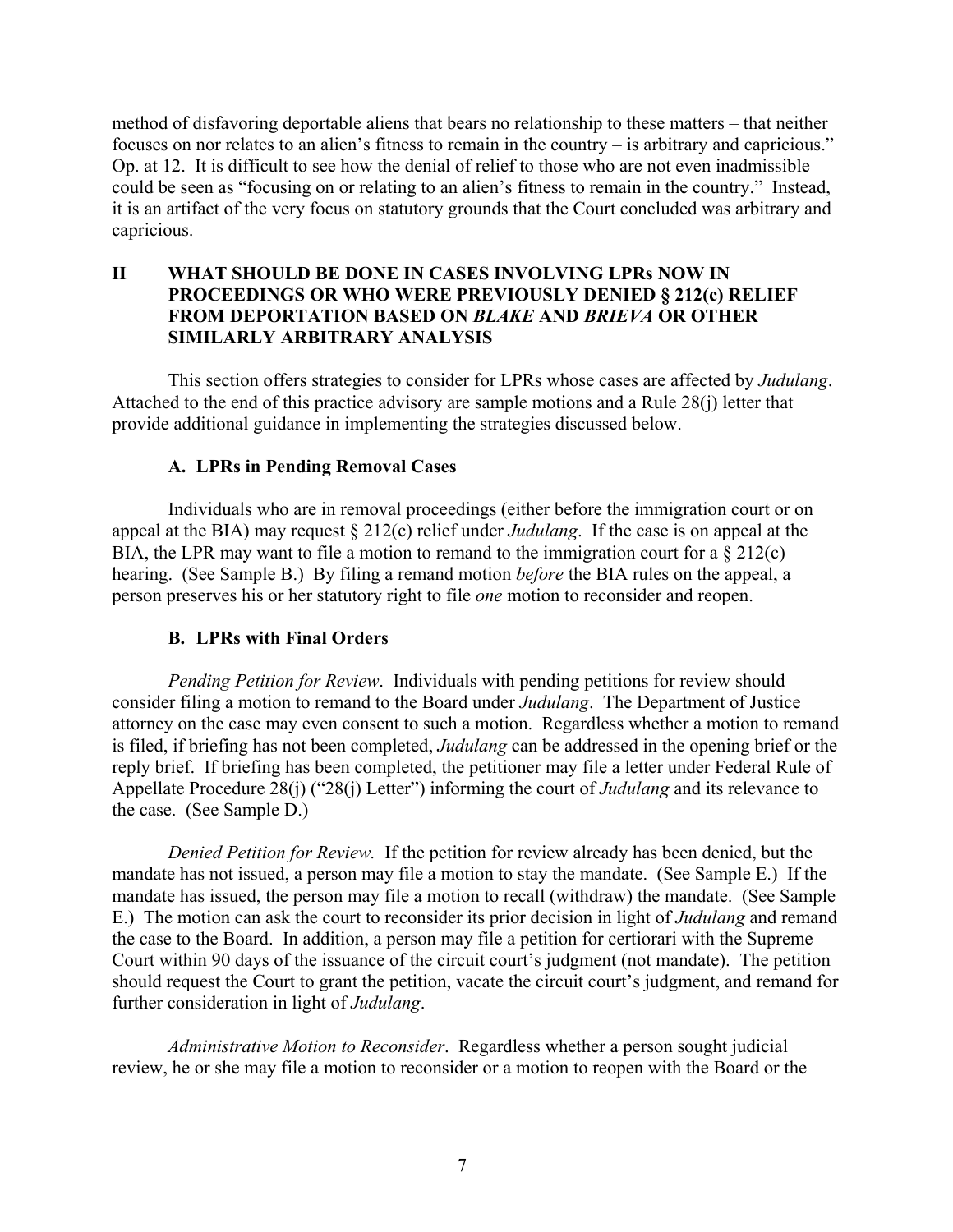method of disfavoring deportable aliens that bears no relationship to these matters – that neither focuses on nor relates to an alien's fitness to remain in the country – is arbitrary and capricious." Op. at 12. It is difficult to see how the denial of relief to those who are not even inadmissible could be seen as "focusing on or relating to an alien's fitness to remain in the country." Instead, it is an artifact of the very focus on statutory grounds that the Court concluded was arbitrary and capricious.

## II WHAT SHOULD BE DONE IN CASES INVOLVING LPRs NOW IN PROCEEDINGS OR WHO WERE PREVIOUSLY DENIED § 212(c) RELIEF FROM DEPORTATION BASED ON *BLAKE* AND *BRIEVA* OR OTHER SIMILARLY ARBITRARY ANALYSIS

This section offers strategies to consider for LPRs whose cases are affected by *Judulang*. Attached to the end of this practice advisory are sample motions and a Rule 28(j) letter that provide additional guidance in implementing the strategies discussed below.

### A. LPRs in Pending Removal Cases

Individuals who are in removal proceedings (either before the immigration court or on appeal at the BIA) may request § 212(c) relief under *Judulang*. If the case is on appeal at the BIA, the LPR may want to file a motion to remand to the immigration court for a § 212(c) hearing. (See Sample B.) By filing a remand motion *before* the BIA rules on the appeal, a person preserves his or her statutory right to file *one* motion to reconsider and reopen.

### B. LPRs with Final Orders

*Pending Petition for Review*. Individuals with pending petitions for review should consider filing a motion to remand to the Board under *Judulang*. The Department of Justice attorney on the case may even consent to such a motion. Regardless whether a motion to remand is filed, if briefing has not been completed, *Judulang* can be addressed in the opening brief or the reply brief. If briefing has been completed, the petitioner may file a letter under Federal Rule of Appellate Procedure 28(j) ("28(j) Letter") informing the court of *Judulang* and its relevance to the case. (See Sample D.)

*Denied Petition for Review.* If the petition for review already has been denied, but the mandate has not issued, a person may file a motion to stay the mandate. (See Sample E.) If the mandate has issued, the person may file a motion to recall (withdraw) the mandate. (See Sample E.) The motion can ask the court to reconsider its prior decision in light of *Judulang* and remand the case to the Board. In addition, a person may file a petition for certiorari with the Supreme Court within 90 days of the issuance of the circuit court's judgment (not mandate). The petition should request the Court to grant the petition, vacate the circuit court's judgment, and remand for further consideration in light of *Judulang*.

*Administrative Motion to Reconsider*. Regardless whether a person sought judicial review, he or she may file a motion to reconsider or a motion to reopen with the Board or the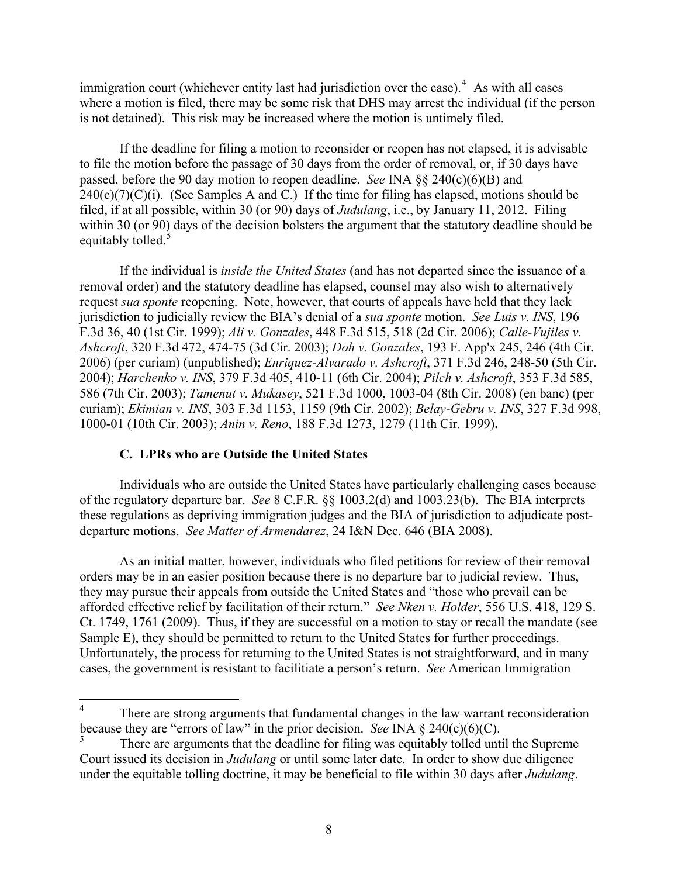immigration court (whichever entity last had jurisdiction over the case).[4] As with all cases where a motion is filed, there may be some risk that DHS may arrest the individual (if the person is not detained). This risk may be increased where the motion is untimely filed.

If the deadline for filing a motion to reconsider or reopen has not elapsed, it is advisable to file the motion before the passage of 30 days from the order of removal, or, if 30 days have passed, before the 90 day motion to reopen deadline. *See* INA §§ 240(c)(6)(B) and 240(c)(7)(C)(i). (See Samples A and C.) If the time for filing has elapsed, motions should be filed, if at all possible, within 30 (or 90) days of *Judulang*, i.e., by January 11, 2012. Filing within 30 (or 90) days of the decision bolsters the argument that the statutory deadline should be equitably tolled.[5]

If the individual is *inside the United States* (and has not departed since the issuance of a removal order) and the statutory deadline has elapsed, counsel may also wish to alternatively request *sua sponte* reopening. Note, however, that courts of appeals have held that they lack jurisdiction to judicially review the BIA's denial of a *sua sponte* motion. *See Luis v. INS*, 196 F.3d 36, 40 (1st Cir. 1999); *Ali v. Gonzales*, 448 F.3d 515, 518 (2d Cir. 2006); *Calle-Vujiles v. Ashcroft*, 320 F.3d 472, 474-75 (3d Cir. 2003); *Doh v. Gonzales*, 193 F. App'x 245, 246 (4th Cir. 2006) (per curiam) (unpublished); *Enriquez-Alvarado v. Ashcroft*, 371 F.3d 246, 248-50 (5th Cir. 2004); *Harchenko v. INS*, 379 F.3d 405, 410-11 (6th Cir. 2004); *Pilch v. Ashcroft*, 353 F.3d 585, 586 (7th Cir. 2003); *Tamenut v. Mukasey*, 521 F.3d 1000, 1003-04 (8th Cir. 2008) (en banc) (per curiam); *Ekimian v. INS*, 303 F.3d 1153, 1159 (9th Cir. 2002); *Belay-Gebru v. INS*, 327 F.3d 998, 1000-01 (10th Cir. 2003); *Anin v. Reno*, 188 F.3d 1273, 1279 (11th Cir. 1999).

### C. LPRs who are Outside the United States

Individuals who are outside the United States have particularly challenging cases because of the regulatory departure bar. *See* 8 C.F.R. §§ 1003.2(d) and 1003.23(b). The BIA interprets these regulations as depriving immigration judges and the BIA of jurisdiction to adjudicate post-departure motions. *See Matter of Armendarez*, 24 I&N Dec. 646 (BIA 2008).

As an initial matter, however, individuals who filed petitions for review of their removal orders may be in an easier position because there is no departure bar to judicial review. Thus, they may pursue their appeals from outside the United States and "those who prevail can be afforded effective relief by facilitation of their return." *See Nken v. Holder*, 556 U.S. 418, 129 S. Ct. 1749, 1761 (2009). Thus, if they are successful on a motion to stay or recall the mandate (see Sample E), they should be permitted to return to the United States for further proceedings. Unfortunately, the process for returning to the United States is not straightforward, and in many cases, the government is resistant to facilitiate a person's return. *See* American Immigration

---

[4] There are strong arguments that fundamental changes in the law warrant reconsideration because they are "errors of law" in the prior decision. *See* INA § 240(c)(6)(C).

[5] There are arguments that the deadline for filing was equitably tolled until the Supreme Court issued its decision in *Judulang* or until some later date. In order to show due diligence under the equitable tolling doctrine, it may be beneficial to file within 30 days after *Judulang*.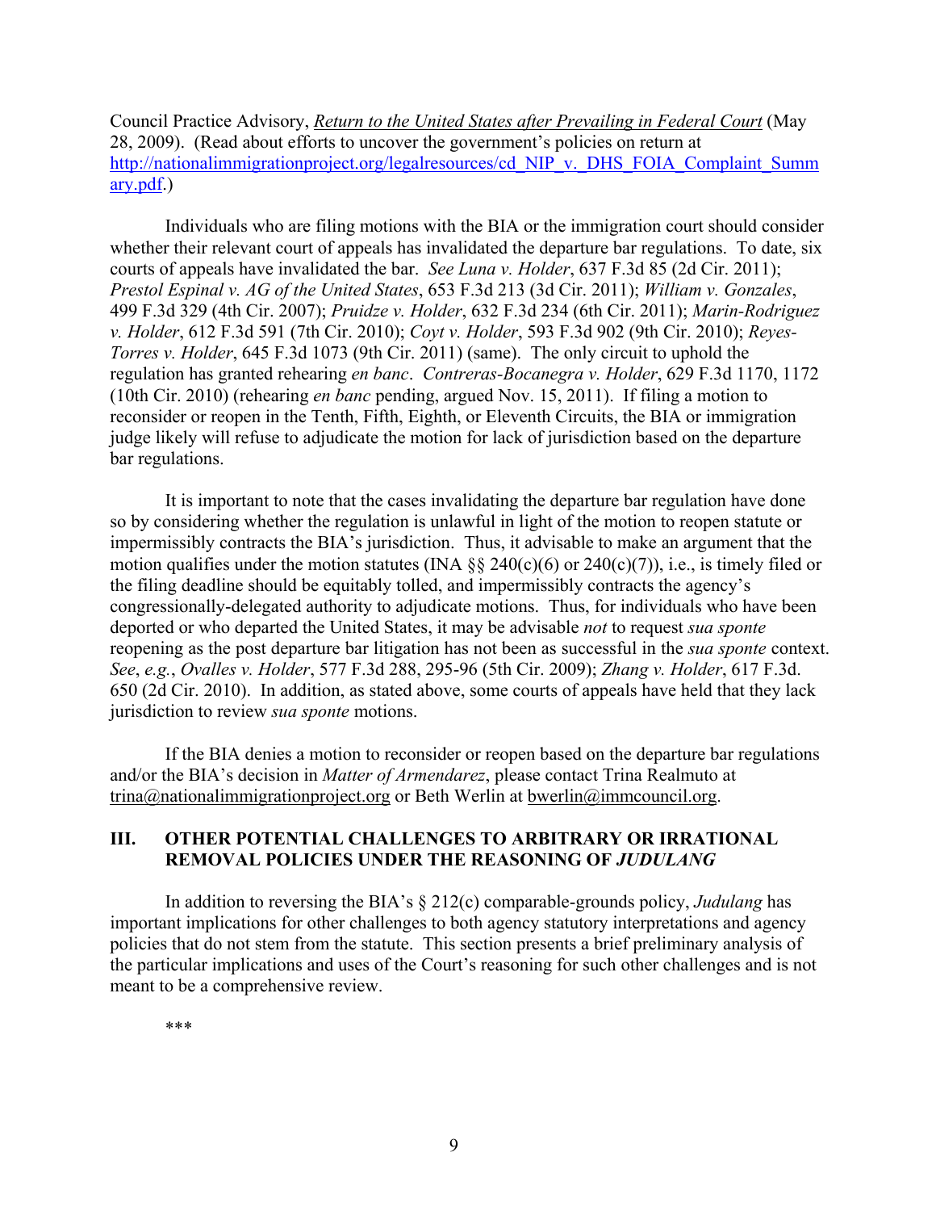Council Practice Advisory, Return to the United States after Prevailing in Federal Court (May 28, 2009). (Read about efforts to uncover the government's policies on return at http://nationalimmigrationproject.org/legalresources/cd_NIP_v._DHS_FOIA_Complaint_Summary.pdf.)

Individuals who are filing motions with the BIA or the immigration court should consider whether their relevant court of appeals has invalidated the departure bar regulations. To date, six courts of appeals have invalidated the bar. *See Luna v. Holder*, 637 F.3d 85 (2d Cir. 2011); *Prestol Espinal v. AG of the United States*, 653 F.3d 213 (3d Cir. 2011); *William v. Gonzales*, 499 F.3d 329 (4th Cir. 2007); *Pruidze v. Holder*, 632 F.3d 234 (6th Cir. 2011); *Marin-Rodriguez v. Holder*, 612 F.3d 591 (7th Cir. 2010); *Coyt v. Holder*, 593 F.3d 902 (9th Cir. 2010); *Reyes-Torres v. Holder*, 645 F.3d 1073 (9th Cir. 2011) (same). The only circuit to uphold the regulation has granted rehearing *en banc*. *Contreras-Bocanegra v. Holder*, 629 F.3d 1170, 1172 (10th Cir. 2010) (rehearing *en banc* pending, argued Nov. 15, 2011). If filing a motion to reconsider or reopen in the Tenth, Fifth, Eighth, or Eleventh Circuits, the BIA or immigration judge likely will refuse to adjudicate the motion for lack of jurisdiction based on the departure bar regulations.

It is important to note that the cases invalidating the departure bar regulation have done so by considering whether the regulation is unlawful in light of the motion to reopen statute or impermissibly contracts the BIA's jurisdiction. Thus, it advisable to make an argument that the motion qualifies under the motion statutes (INA §§ 240(c)(6) or 240(c)(7)), i.e., is timely filed or the filing deadline should be equitably tolled, and impermissibly contracts the agency's congressionally-delegated authority to adjudicate motions. Thus, for individuals who have been deported or who departed the United States, it may be advisable *not* to request *sua sponte* reopening as the post departure bar litigation has not been as successful in the *sua sponte* context. *See*, *e.g.*, *Ovalles v. Holder*, 577 F.3d 288, 295-96 (5th Cir. 2009); *Zhang v. Holder*, 617 F.3d. 650 (2d Cir. 2010). In addition, as stated above, some courts of appeals have held that they lack jurisdiction to review *sua sponte* motions.

If the BIA denies a motion to reconsider or reopen based on the departure bar regulations and/or the BIA's decision in *Matter of Armendarez*, please contact Trina Realmuto at trina@nationalimmigrationproject.org or Beth Werlin at bwerlin@immcouncil.org.

## III. OTHER POTENTIAL CHALLENGES TO ARBITRARY OR IRRATIONAL REMOVAL POLICIES UNDER THE REASONING OF *JUDULANG*

In addition to reversing the BIA's § 212(c) comparable-grounds policy, *Judulang* has important implications for other challenges to both agency statutory interpretations and agency policies that do not stem from the statute. This section presents a brief preliminary analysis of the particular implications and uses of the Court's reasoning for such other challenges and is not meant to be a comprehensive review.

***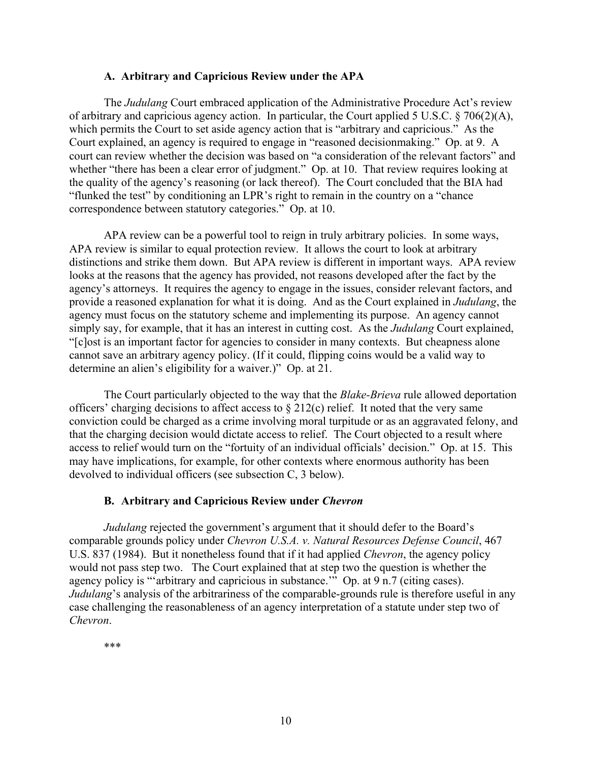### A. Arbitrary and Capricious Review under the APA

The *Judulang* Court embraced application of the Administrative Procedure Act's review of arbitrary and capricious agency action. In particular, the Court applied 5 U.S.C. § 706(2)(A), which permits the Court to set aside agency action that is "arbitrary and capricious." As the Court explained, an agency is required to engage in "reasoned decisionmaking." Op. at 9. A court can review whether the decision was based on "a consideration of the relevant factors" and whether "there has been a clear error of judgment." Op. at 10. That review requires looking at the quality of the agency's reasoning (or lack thereof). The Court concluded that the BIA had "flunked the test" by conditioning an LPR's right to remain in the country on a "chance correspondence between statutory categories." Op. at 10.

APA review can be a powerful tool to reign in truly arbitrary policies. In some ways, APA review is similar to equal protection review. It allows the court to look at arbitrary distinctions and strike them down. But APA review is different in important ways. APA review looks at the reasons that the agency has provided, not reasons developed after the fact by the agency's attorneys. It requires the agency to engage in the issues, consider relevant factors, and provide a reasoned explanation for what it is doing. And as the Court explained in *Judulang*, the agency must focus on the statutory scheme and implementing its purpose. An agency cannot simply say, for example, that it has an interest in cutting cost. As the *Judulang* Court explained, "[c]ost is an important factor for agencies to consider in many contexts. But cheapness alone cannot save an arbitrary agency policy. (If it could, flipping coins would be a valid way to determine an alien's eligibility for a waiver.)" Op. at 21.

The Court particularly objected to the way that the *Blake-Brieva* rule allowed deportation officers' charging decisions to affect access to § 212(c) relief. It noted that the very same conviction could be charged as a crime involving moral turpitude or as an aggravated felony, and that the charging decision would dictate access to relief. The Court objected to a result where access to relief would turn on the "fortuity of an individual officials' decision." Op. at 15. This may have implications, for example, for other contexts where enormous authority has been devolved to individual officers (see subsection C, 3 below).

### B. Arbitrary and Capricious Review under *Chevron*

*Judulang* rejected the government's argument that it should defer to the Board's comparable grounds policy under *Chevron U.S.A. v. Natural Resources Defense Council*, 467 U.S. 837 (1984). But it nonetheless found that if it had applied *Chevron*, the agency policy would not pass step two. The Court explained that at step two the question is whether the agency policy is "'arbitrary and capricious in substance.'" Op. at 9 n.7 (citing cases). *Judulang*'s analysis of the arbitrariness of the comparable-grounds rule is therefore useful in any case challenging the reasonableness of an agency interpretation of a statute under step two of *Chevron*.

\*\*\*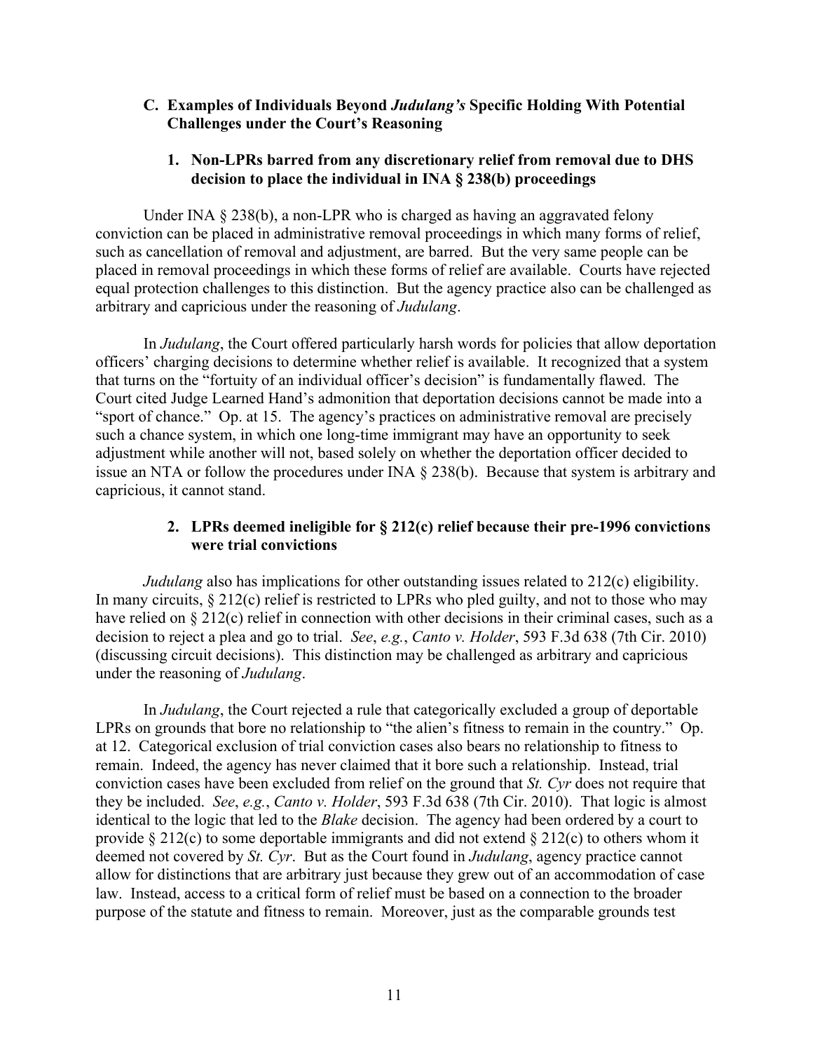### C. Examples of Individuals Beyond *Judulang's* Specific Holding With Potential Challenges under the Court's Reasoning

#### 1. Non-LPRs barred from any discretionary relief from removal due to DHS decision to place the individual in INA § 238(b) proceedings

Under INA § 238(b), a non-LPR who is charged as having an aggravated felony conviction can be placed in administrative removal proceedings in which many forms of relief, such as cancellation of removal and adjustment, are barred. But the very same people can be placed in removal proceedings in which these forms of relief are available. Courts have rejected equal protection challenges to this distinction. But the agency practice also can be challenged as arbitrary and capricious under the reasoning of *Judulang*.

In *Judulang*, the Court offered particularly harsh words for policies that allow deportation officers' charging decisions to determine whether relief is available. It recognized that a system that turns on the "fortuity of an individual officer's decision" is fundamentally flawed. The Court cited Judge Learned Hand's admonition that deportation decisions cannot be made into a "sport of chance." Op. at 15. The agency's practices on administrative removal are precisely such a chance system, in which one long-time immigrant may have an opportunity to seek adjustment while another will not, based solely on whether the deportation officer decided to issue an NTA or follow the procedures under INA § 238(b). Because that system is arbitrary and capricious, it cannot stand.

#### 2. LPRs deemed ineligible for § 212(c) relief because their pre-1996 convictions were trial convictions

*Judulang* also has implications for other outstanding issues related to 212(c) eligibility. In many circuits, § 212(c) relief is restricted to LPRs who pled guilty, and not to those who may have relied on § 212(c) relief in connection with other decisions in their criminal cases, such as a decision to reject a plea and go to trial. *See*, *e.g.*, *Canto v. Holder*, 593 F.3d 638 (7th Cir. 2010) (discussing circuit decisions). This distinction may be challenged as arbitrary and capricious under the reasoning of *Judulang*.

In *Judulang*, the Court rejected a rule that categorically excluded a group of deportable LPRs on grounds that bore no relationship to "the alien's fitness to remain in the country." Op. at 12. Categorical exclusion of trial conviction cases also bears no relationship to fitness to remain. Indeed, the agency has never claimed that it bore such a relationship. Instead, trial conviction cases have been excluded from relief on the ground that *St. Cyr* does not require that they be included. *See*, *e.g.*, *Canto v. Holder*, 593 F.3d 638 (7th Cir. 2010). That logic is almost identical to the logic that led to the *Blake* decision. The agency had been ordered by a court to provide § 212(c) to some deportable immigrants and did not extend § 212(c) to others whom it deemed not covered by *St. Cyr*. But as the Court found in *Judulang*, agency practice cannot allow for distinctions that are arbitrary just because they grew out of an accommodation of case law. Instead, access to a critical form of relief must be based on a connection to the broader purpose of the statute and fitness to remain. Moreover, just as the comparable grounds test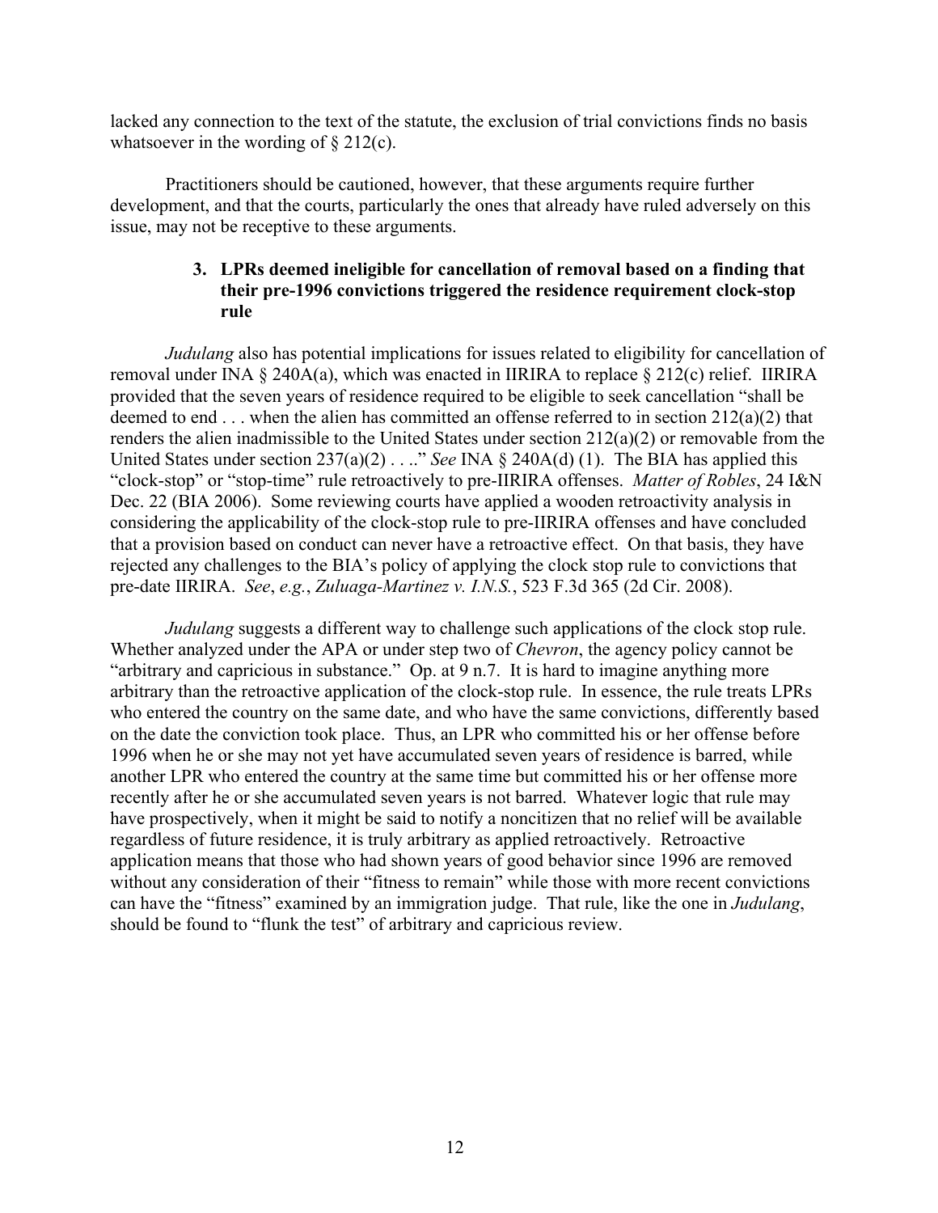lacked any connection to the text of the statute, the exclusion of trial convictions finds no basis whatsoever in the wording of § 212(c).

Practitioners should be cautioned, however, that these arguments require further development, and that the courts, particularly the ones that already have ruled adversely on this issue, may not be receptive to these arguments.

### 3. LPRs deemed ineligible for cancellation of removal based on a finding that their pre-1996 convictions triggered the residence requirement clock-stop rule

*Judulang* also has potential implications for issues related to eligibility for cancellation of removal under INA § 240A(a), which was enacted in IIRIRA to replace § 212(c) relief. IIRIRA provided that the seven years of residence required to be eligible to seek cancellation "shall be deemed to end . . . when the alien has committed an offense referred to in section 212(a)(2) that renders the alien inadmissible to the United States under section 212(a)(2) or removable from the United States under section 237(a)(2) . . .." *See* INA § 240A(d) (1). The BIA has applied this "clock-stop" or "stop-time" rule retroactively to pre-IIRIRA offenses. *Matter of Robles*, 24 I&N Dec. 22 (BIA 2006). Some reviewing courts have applied a wooden retroactivity analysis in considering the applicability of the clock-stop rule to pre-IIRIRA offenses and have concluded that a provision based on conduct can never have a retroactive effect. On that basis, they have rejected any challenges to the BIA's policy of applying the clock stop rule to convictions that pre-date IIRIRA. *See*, *e.g.*, *Zuluaga-Martinez v. I.N.S.*, 523 F.3d 365 (2d Cir. 2008).

*Judulang* suggests a different way to challenge such applications of the clock stop rule. Whether analyzed under the APA or under step two of *Chevron*, the agency policy cannot be "arbitrary and capricious in substance." Op. at 9 n.7. It is hard to imagine anything more arbitrary than the retroactive application of the clock-stop rule. In essence, the rule treats LPRs who entered the country on the same date, and who have the same convictions, differently based on the date the conviction took place. Thus, an LPR who committed his or her offense before 1996 when he or she may not yet have accumulated seven years of residence is barred, while another LPR who entered the country at the same time but committed his or her offense more recently after he or she accumulated seven years is not barred. Whatever logic that rule may have prospectively, when it might be said to notify a noncitizen that no relief will be available regardless of future residence, it is truly arbitrary as applied retroactively. Retroactive application means that those who had shown years of good behavior since 1996 are removed without any consideration of their "fitness to remain" while those with more recent convictions can have the "fitness" examined by an immigration judge. That rule, like the one in *Judulang*, should be found to "flunk the test" of arbitrary and capricious review.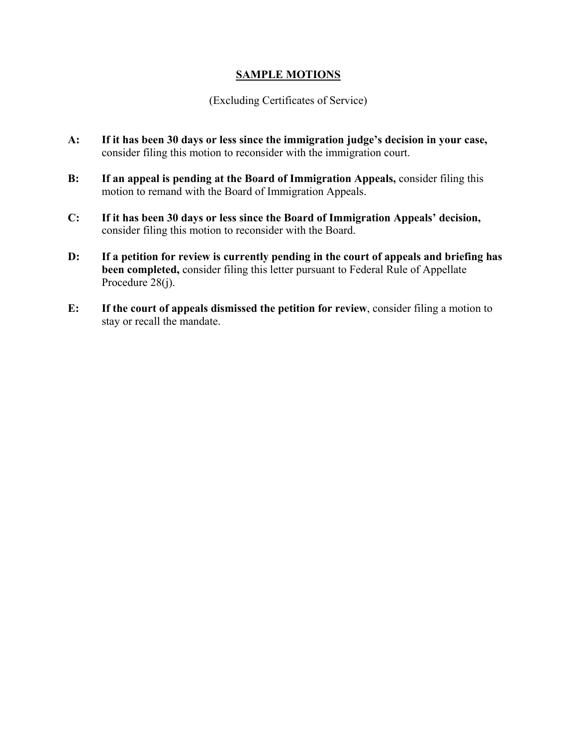## SAMPLE MOTIONS

(Excluding Certificates of Service)

**A:** **If it has been 30 days or less since the immigration judge's decision in your case,** consider filing this motion to reconsider with the immigration court.

**B:** **If an appeal is pending at the Board of Immigration Appeals,** consider filing this motion to remand with the Board of Immigration Appeals.

**C:** **If it has been 30 days or less since the Board of Immigration Appeals' decision,** consider filing this motion to reconsider with the Board.

**D:** **If a petition for review is currently pending in the court of appeals and briefing has been completed,** consider filing this letter pursuant to Federal Rule of Appellate Procedure 28(j).

**E:** **If the court of appeals dismissed the petition for review**, consider filing a motion to stay or recall the mandate.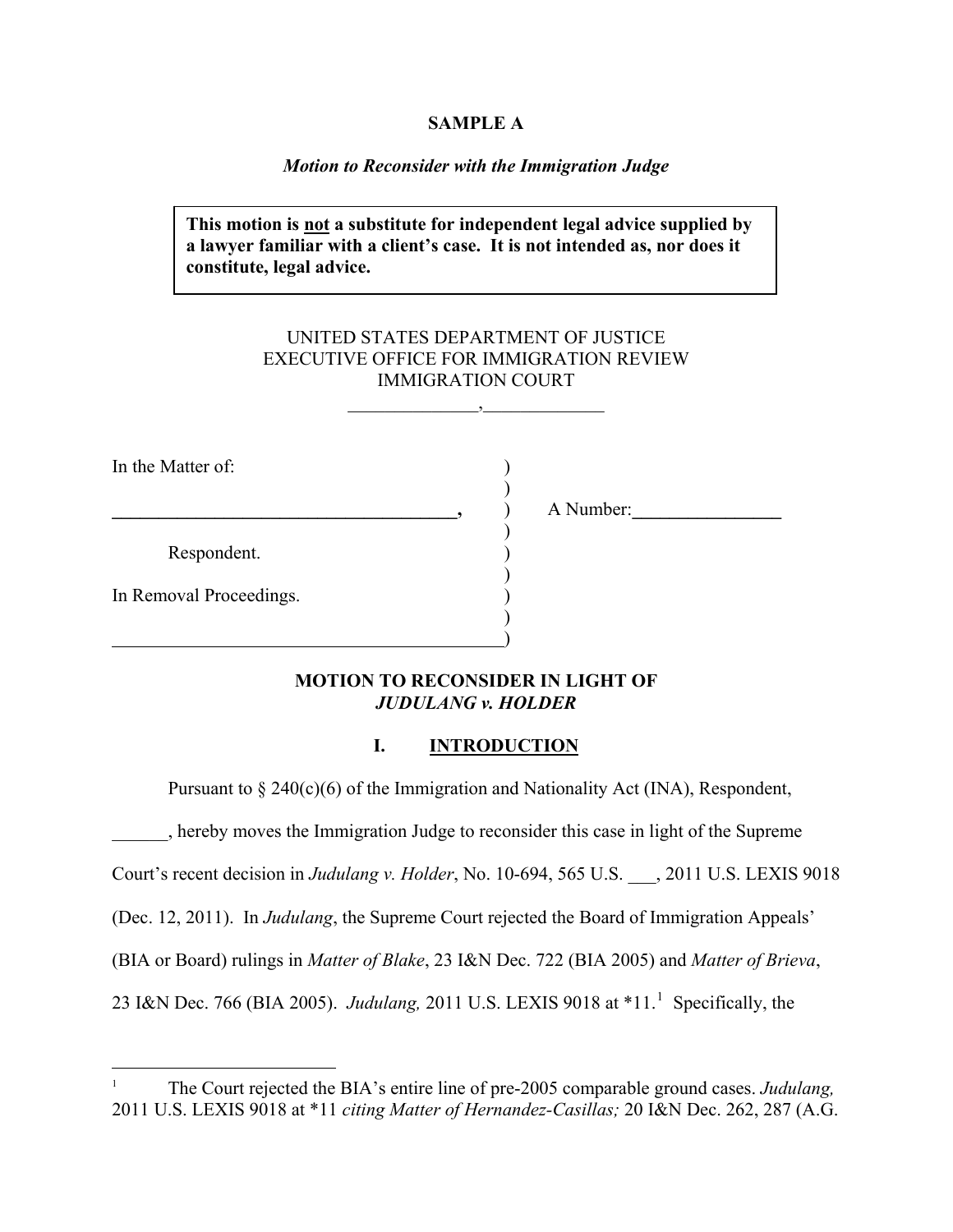**SAMPLE A**

*Motion to Reconsider with the Immigration Judge*

> **This motion is <u>not</u> a substitute for independent legal advice supplied by a lawyer familiar with a client's case. It is not intended as, nor does it constitute, legal advice.**

UNITED STATES DEPARTMENT OF JUSTICE
EXECUTIVE OFFICE FOR IMMIGRATION REVIEW
IMMIGRATION COURT
______________,_____________

| | | |
|---|---|---|
| In the Matter of: | ) | |
| | ) | |
| **______________________________________,** | ) | A Number:**________________** |
| | ) | |
| Respondent. | ) | |
| | ) | |
| In Removal Proceedings. | ) | |
| | ) | |
| ___________________________________________ | ) | |

**MOTION TO RECONSIDER IN LIGHT OF *JUDULANG v. HOLDER***

## I. <u>INTRODUCTION</u>

Pursuant to § 240(c)(6) of the Immigration and Nationality Act (INA), Respondent, ______, hereby moves the Immigration Judge to reconsider this case in light of the Supreme Court's recent decision in *Judulang v. Holder*, No. 10-694, 565 U.S. ___, 2011 U.S. LEXIS 9018 (Dec. 12, 2011). In *Judulang*, the Supreme Court rejected the Board of Immigration Appeals' (BIA or Board) rulings in *Matter of Blake*, 23 I&N Dec. 722 (BIA 2005) and *Matter of Brieva*, 23 I&N Dec. 766 (BIA 2005). *Judulang,* 2011 U.S. LEXIS 9018 at *11.[1] Specifically, the

---

[1] The Court rejected the BIA's entire line of pre-2005 comparable ground cases. *Judulang,* 2011 U.S. LEXIS 9018 at *11 *citing Matter of Hernandez-Casillas;* 20 I&N Dec. 262, 287 (A.G.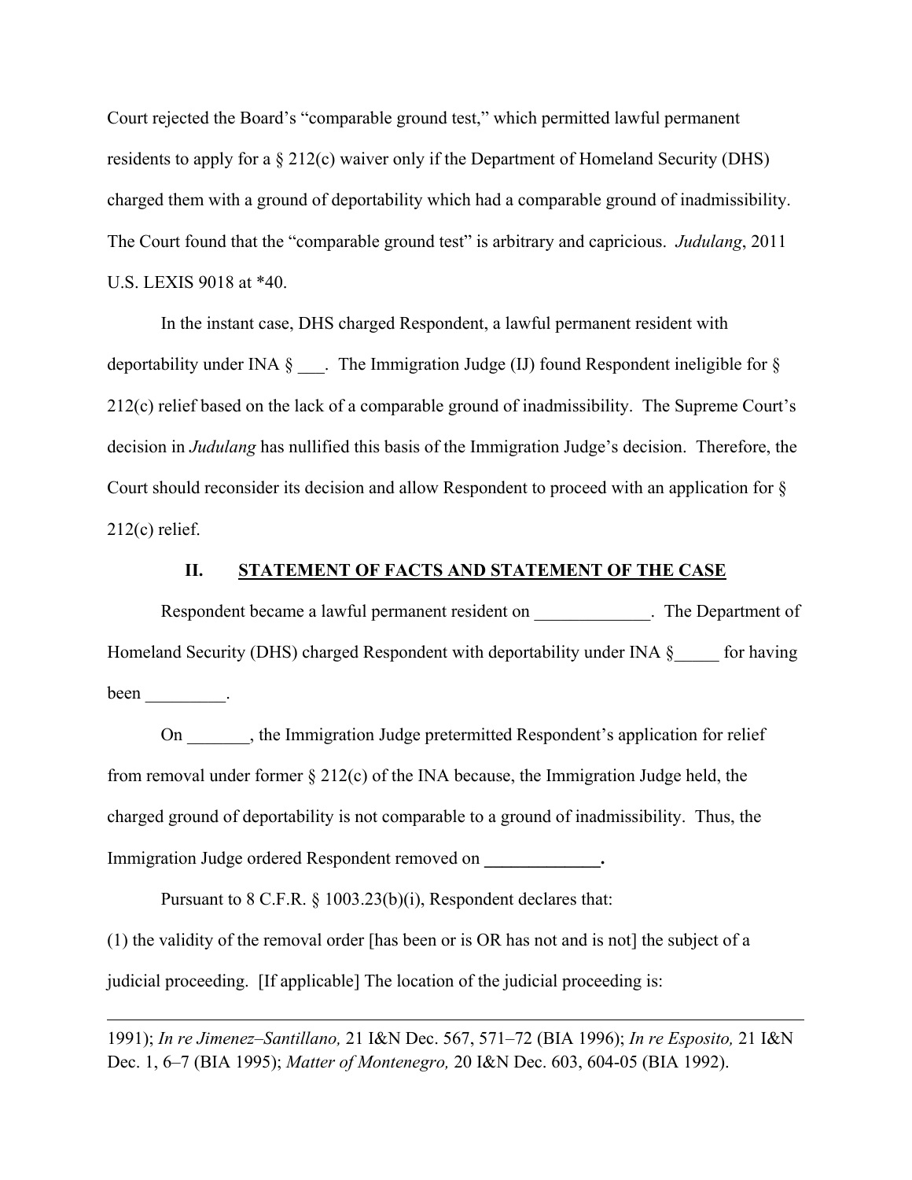Court rejected the Board's "comparable ground test," which permitted lawful permanent residents to apply for a § 212(c) waiver only if the Department of Homeland Security (DHS) charged them with a ground of deportability which had a comparable ground of inadmissibility. The Court found that the "comparable ground test" is arbitrary and capricious. *Judulang*, 2011 U.S. LEXIS 9018 at *40.

In the instant case, DHS charged Respondent, a lawful permanent resident with deportability under INA § ___. The Immigration Judge (IJ) found Respondent ineligible for § 212(c) relief based on the lack of a comparable ground of inadmissibility. The Supreme Court's decision in *Judulang* has nullified this basis of the Immigration Judge's decision. Therefore, the Court should reconsider its decision and allow Respondent to proceed with an application for § 212(c) relief.

## II. STATEMENT OF FACTS AND STATEMENT OF THE CASE

Respondent became a lawful permanent resident on _____________. The Department of Homeland Security (DHS) charged Respondent with deportability under INA §_____ for having been _________.

On _______, the Immigration Judge pretermitted Respondent's application for relief from removal under former § 212(c) of the INA because, the Immigration Judge held, the charged ground of deportability is not comparable to a ground of inadmissibility. Thus, the Immigration Judge ordered Respondent removed on **_____________.**

Pursuant to 8 C.F.R. § 1003.23(b)(i), Respondent declares that:

(1) the validity of the removal order [has been or is OR has not and is not] the subject of a judicial proceeding. [If applicable] The location of the judicial proceeding is:

---

1991); *In re Jimenez–Santillano,* 21 I&N Dec. 567, 571–72 (BIA 1996); *In re Esposito,* 21 I&N Dec. 1, 6–7 (BIA 1995); *Matter of Montenegro,* 20 I&N Dec. 603, 604-05 (BIA 1992).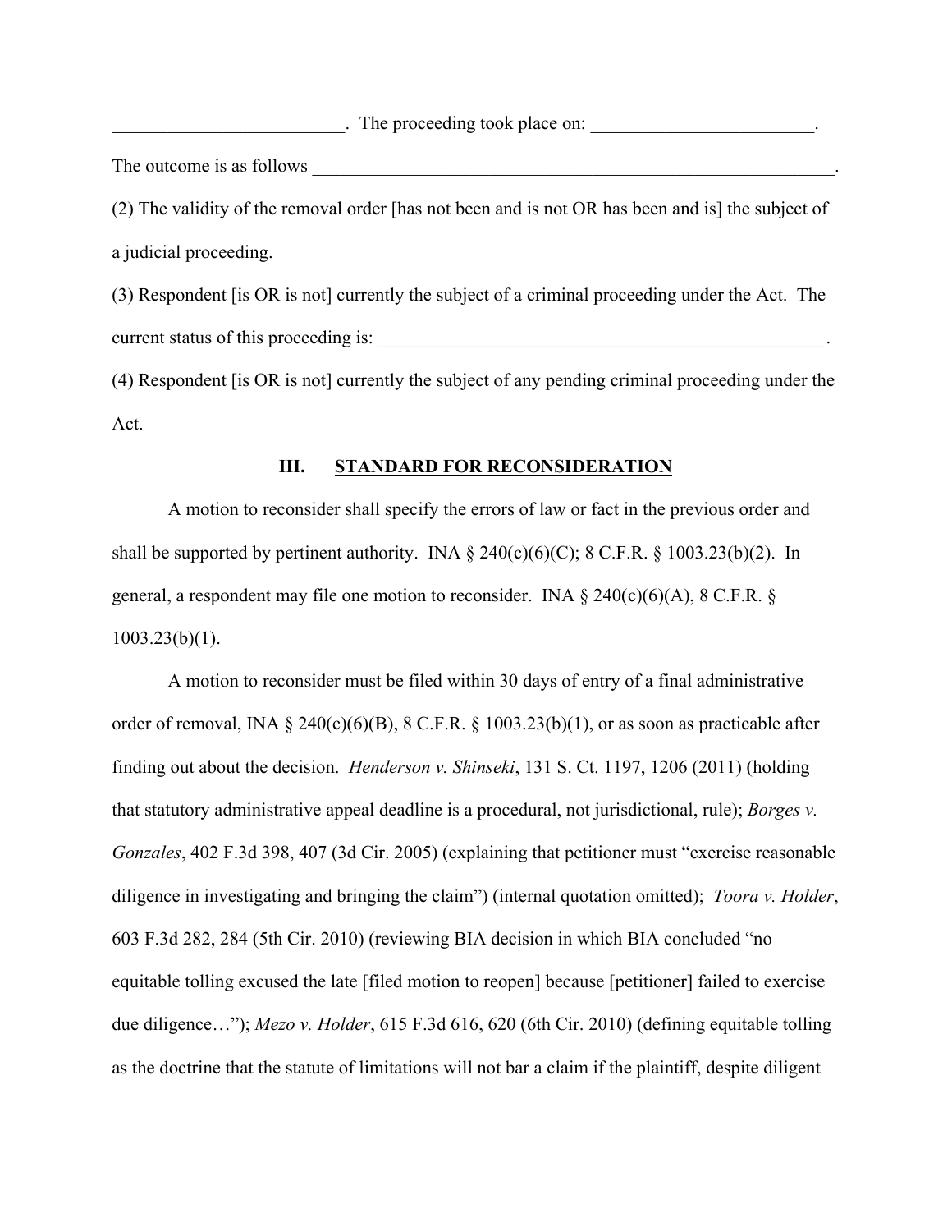_________________________. The proceeding took place on: ________________________.

The outcome is as follows ____________________________________________________________.

(2) The validity of the removal order [has not been and is not OR has been and is] the subject of a judicial proceeding.

(3) Respondent [is OR is not] currently the subject of a criminal proceeding under the Act. The current status of this proceeding is: ___________________________________________________.

(4) Respondent [is OR is not] currently the subject of any pending criminal proceeding under the Act.

## III. STANDARD FOR RECONSIDERATION

A motion to reconsider shall specify the errors of law or fact in the previous order and shall be supported by pertinent authority. INA § 240(c)(6)(C); 8 C.F.R. § 1003.23(b)(2). In general, a respondent may file one motion to reconsider. INA § 240(c)(6)(A), 8 C.F.R. § 1003.23(b)(1).

A motion to reconsider must be filed within 30 days of entry of a final administrative order of removal, INA § 240(c)(6)(B), 8 C.F.R. § 1003.23(b)(1), or as soon as practicable after finding out about the decision. *Henderson v. Shinseki*, 131 S. Ct. 1197, 1206 (2011) (holding that statutory administrative appeal deadline is a procedural, not jurisdictional, rule); *Borges v. Gonzales*, 402 F.3d 398, 407 (3d Cir. 2005) (explaining that petitioner must "exercise reasonable diligence in investigating and bringing the claim") (internal quotation omitted); *Toora v. Holder*, 603 F.3d 282, 284 (5th Cir. 2010) (reviewing BIA decision in which BIA concluded "no equitable tolling excused the late [filed motion to reopen] because [petitioner] failed to exercise due diligence…"); *Mezo v. Holder*, 615 F.3d 616, 620 (6th Cir. 2010) (defining equitable tolling as the doctrine that the statute of limitations will not bar a claim if the plaintiff, despite diligent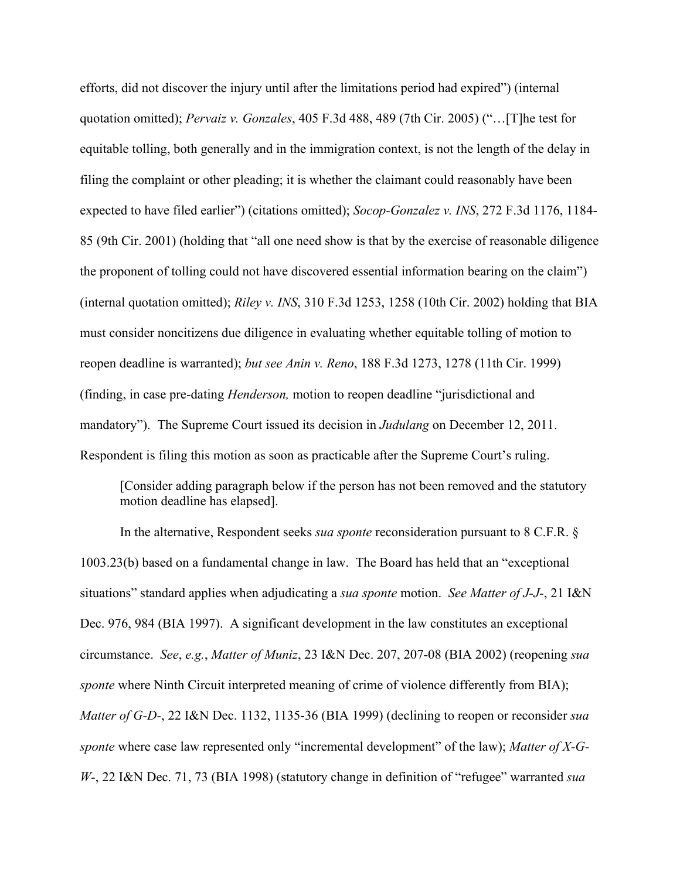efforts, did not discover the injury until after the limitations period had expired") (internal quotation omitted); *Pervaiz v. Gonzales*, 405 F.3d 488, 489 (7th Cir. 2005) ("…[T]he test for equitable tolling, both generally and in the immigration context, is not the length of the delay in filing the complaint or other pleading; it is whether the claimant could reasonably have been expected to have filed earlier") (citations omitted); *Socop-Gonzalez v. INS*, 272 F.3d 1176, 1184-85 (9th Cir. 2001) (holding that "all one need show is that by the exercise of reasonable diligence the proponent of tolling could not have discovered essential information bearing on the claim") (internal quotation omitted); *Riley v. INS*, 310 F.3d 1253, 1258 (10th Cir. 2002) holding that BIA must consider noncitizens due diligence in evaluating whether equitable tolling of motion to reopen deadline is warranted); *but see Anin v. Reno*, 188 F.3d 1273, 1278 (11th Cir. 1999) (finding, in case pre-dating *Henderson,* motion to reopen deadline "jurisdictional and mandatory"). The Supreme Court issued its decision in *Judulang* on December 12, 2011. Respondent is filing this motion as soon as practicable after the Supreme Court's ruling.

> [Consider adding paragraph below if the person has not been removed and the statutory motion deadline has elapsed].

In the alternative, Respondent seeks *sua sponte* reconsideration pursuant to 8 C.F.R. § 1003.23(b) based on a fundamental change in law. The Board has held that an "exceptional situations" standard applies when adjudicating a *sua sponte* motion. *See Matter of J-J-*, 21 I&N Dec. 976, 984 (BIA 1997). A significant development in the law constitutes an exceptional circumstance. *See*, *e.g.*, *Matter of Muniz*, 23 I&N Dec. 207, 207-08 (BIA 2002) (reopening *sua sponte* where Ninth Circuit interpreted meaning of crime of violence differently from BIA); *Matter of G-D-*, 22 I&N Dec. 1132, 1135-36 (BIA 1999) (declining to reopen or reconsider *sua sponte* where case law represented only "incremental development" of the law); *Matter of X-G-W-*, 22 I&N Dec. 71, 73 (BIA 1998) (statutory change in definition of "refugee" warranted *sua*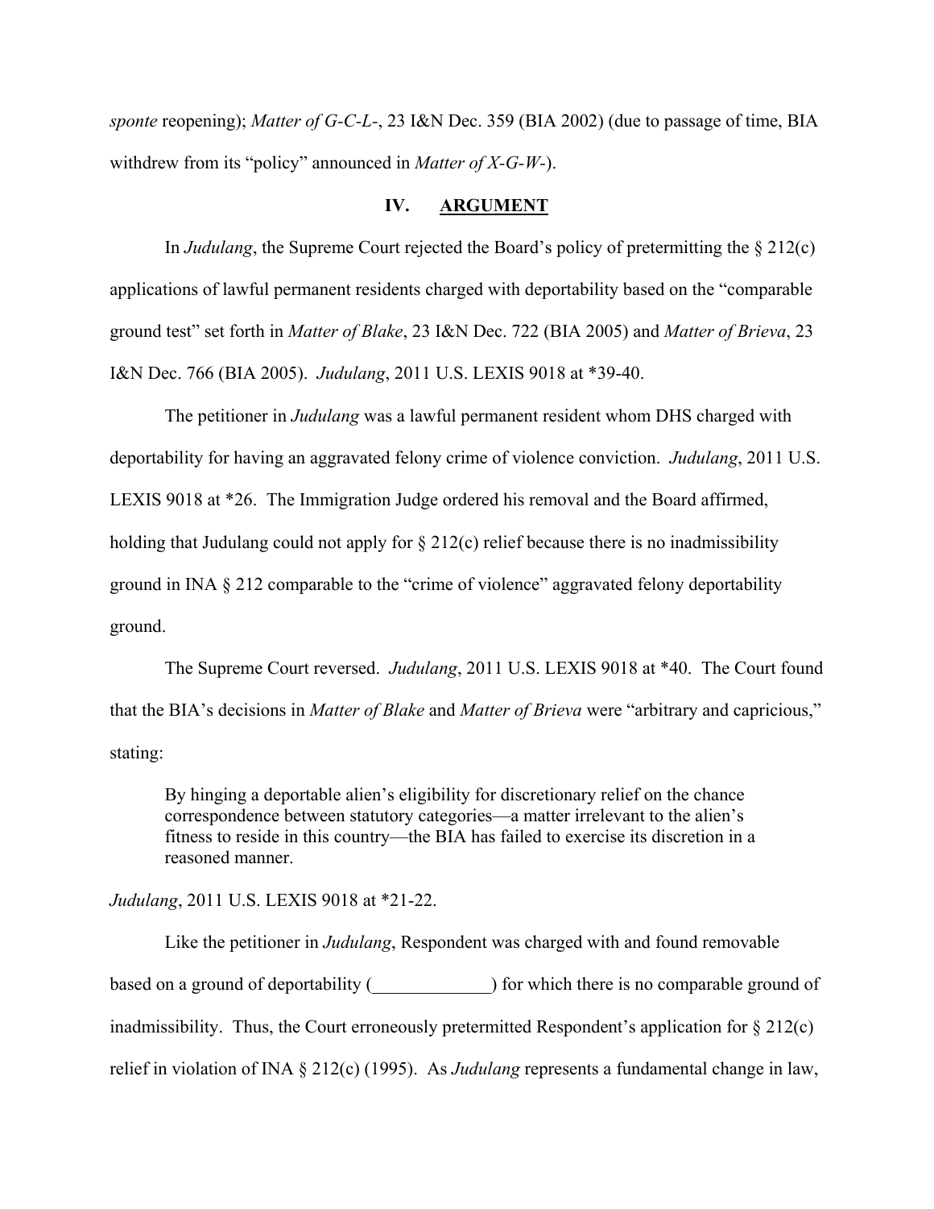*sponte* reopening); *Matter of G-C-L-*, 23 I&N Dec. 359 (BIA 2002) (due to passage of time, BIA withdrew from its "policy" announced in *Matter of X-G-W-*).

## IV. ARGUMENT

In *Judulang*, the Supreme Court rejected the Board's policy of pretermitting the § 212(c) applications of lawful permanent residents charged with deportability based on the "comparable ground test" set forth in *Matter of Blake*, 23 I&N Dec. 722 (BIA 2005) and *Matter of Brieva*, 23 I&N Dec. 766 (BIA 2005). *Judulang*, 2011 U.S. LEXIS 9018 at *39-40.

The petitioner in *Judulang* was a lawful permanent resident whom DHS charged with deportability for having an aggravated felony crime of violence conviction. *Judulang*, 2011 U.S. LEXIS 9018 at *26. The Immigration Judge ordered his removal and the Board affirmed, holding that Judulang could not apply for § 212(c) relief because there is no inadmissibility ground in INA § 212 comparable to the "crime of violence" aggravated felony deportability ground.

The Supreme Court reversed. *Judulang*, 2011 U.S. LEXIS 9018 at *40. The Court found that the BIA's decisions in *Matter of Blake* and *Matter of Brieva* were "arbitrary and capricious," stating:

> By hinging a deportable alien's eligibility for discretionary relief on the chance correspondence between statutory categories—a matter irrelevant to the alien's fitness to reside in this country—the BIA has failed to exercise its discretion in a reasoned manner.

*Judulang*, 2011 U.S. LEXIS 9018 at *21-22.

Like the petitioner in *Judulang*, Respondent was charged with and found removable based on a ground of deportability (_____________) for which there is no comparable ground of inadmissibility. Thus, the Court erroneously pretermitted Respondent's application for § 212(c) relief in violation of INA § 212(c) (1995). As *Judulang* represents a fundamental change in law,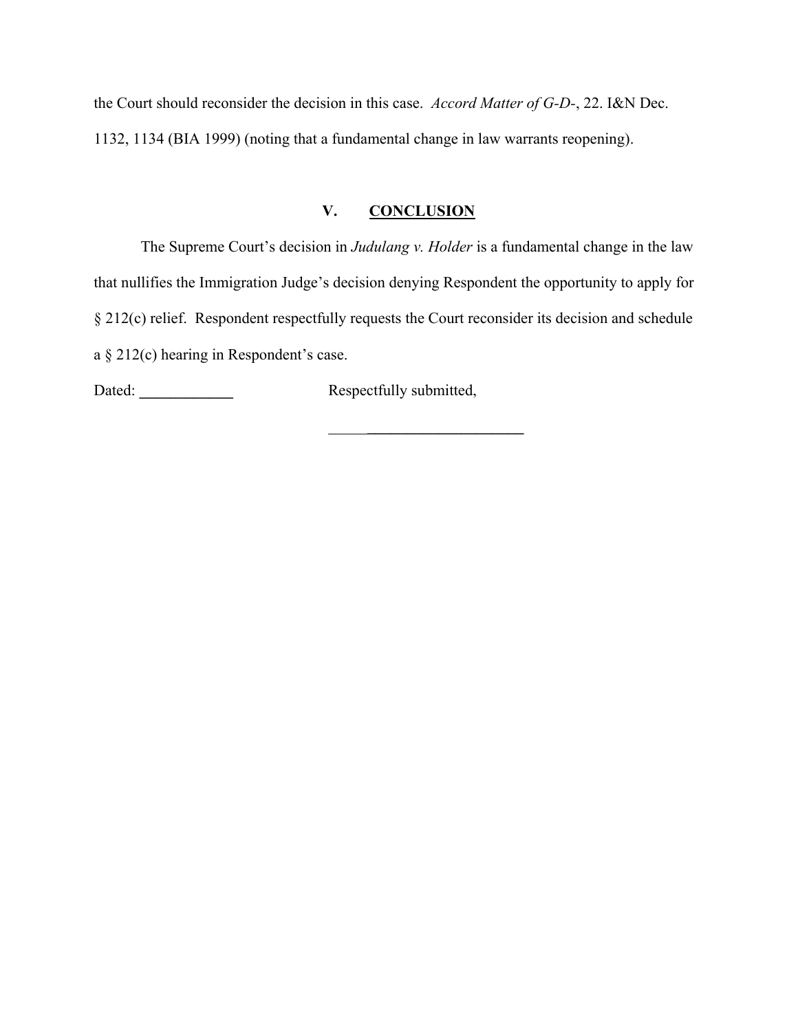the Court should reconsider the decision in this case. *Accord Matter of G-D-*, 22. I&N Dec. 1132, 1134 (BIA 1999) (noting that a fundamental change in law warrants reopening).

## V. CONCLUSION

The Supreme Court's decision in *Judulang v. Holder* is a fundamental change in the law that nullifies the Immigration Judge's decision denying Respondent the opportunity to apply for § 212(c) relief. Respondent respectfully requests the Court reconsider its decision and schedule a § 212(c) hearing in Respondent's case.

Dated: ____________ Respectfully submitted,

_________________________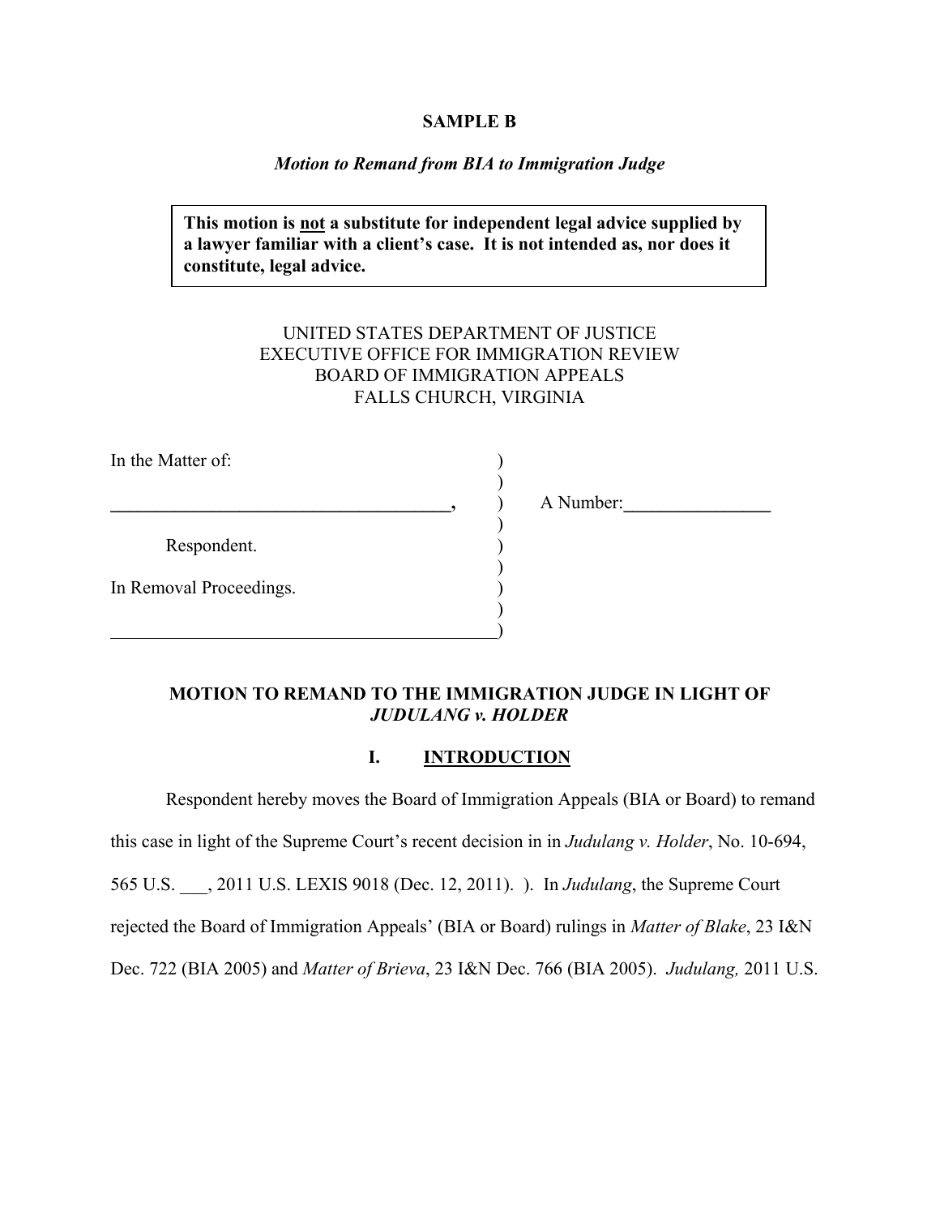**SAMPLE B**

*Motion to Remand from BIA to Immigration Judge*

> **This motion is <u>not</u> a substitute for independent legal advice supplied by a lawyer familiar with a client's case. It is not intended as, nor does it constitute, legal advice.**

UNITED STATES DEPARTMENT OF JUSTICE
EXECUTIVE OFFICE FOR IMMIGRATION REVIEW
BOARD OF IMMIGRATION APPEALS
FALLS CHURCH, VIRGINIA

| | | |
|---|---|---|
| In the Matter of: | ) | |
| | ) | |
| **_____________________________________,** | ) | A Number:**________________** |
| | ) | |
| Respondent. | ) | |
| | ) | |
| In Removal Proceedings. | ) | |
| | ) | |
| ___________________________________________ | ) | |

**MOTION TO REMAND TO THE IMMIGRATION JUDGE IN LIGHT OF *JUDULANG v. HOLDER***

## I. INTRODUCTION

Respondent hereby moves the Board of Immigration Appeals (BIA or Board) to remand this case in light of the Supreme Court's recent decision in in *Judulang v. Holder*, No. 10-694, 565 U.S. ___, 2011 U.S. LEXIS 9018 (Dec. 12, 2011). ). In *Judulang*, the Supreme Court rejected the Board of Immigration Appeals' (BIA or Board) rulings in *Matter of Blake*, 23 I&N Dec. 722 (BIA 2005) and *Matter of Brieva*, 23 I&N Dec. 766 (BIA 2005). *Judulang,* 2011 U.S.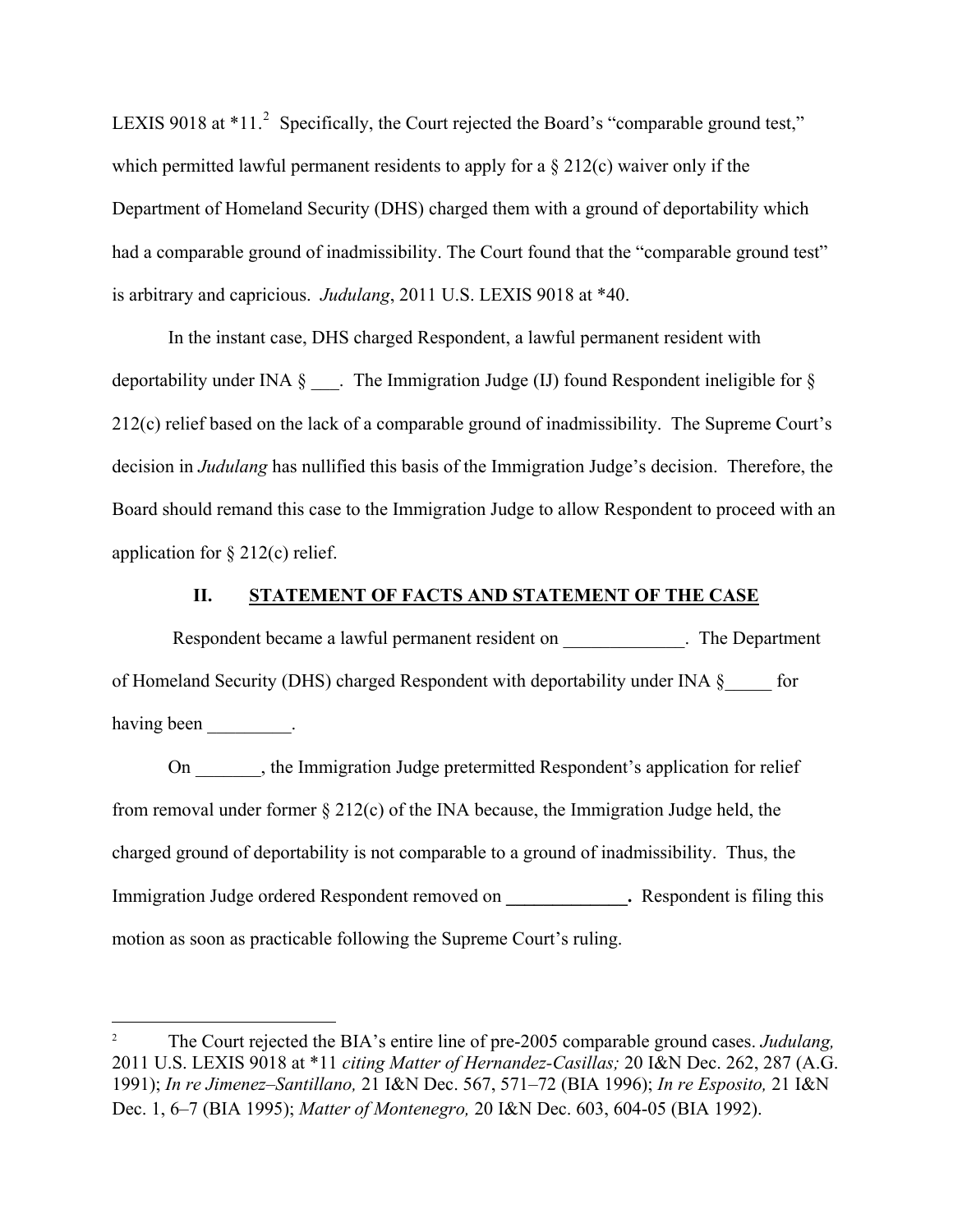LEXIS 9018 at *11.[2] Specifically, the Court rejected the Board's "comparable ground test," which permitted lawful permanent residents to apply for a § 212(c) waiver only if the Department of Homeland Security (DHS) charged them with a ground of deportability which had a comparable ground of inadmissibility. The Court found that the "comparable ground test" is arbitrary and capricious. *Judulang*, 2011 U.S. LEXIS 9018 at *40.

In the instant case, DHS charged Respondent, a lawful permanent resident with deportability under INA § ___. The Immigration Judge (IJ) found Respondent ineligible for § 212(c) relief based on the lack of a comparable ground of inadmissibility. The Supreme Court's decision in *Judulang* has nullified this basis of the Immigration Judge's decision. Therefore, the Board should remand this case to the Immigration Judge to allow Respondent to proceed with an application for § 212(c) relief.

## II. STATEMENT OF FACTS AND STATEMENT OF THE CASE

Respondent became a lawful permanent resident on _____________. The Department of Homeland Security (DHS) charged Respondent with deportability under INA §_____ for having been _________.

On _______, the Immigration Judge pretermitted Respondent's application for relief from removal under former § 212(c) of the INA because, the Immigration Judge held, the charged ground of deportability is not comparable to a ground of inadmissibility. Thus, the Immigration Judge ordered Respondent removed on **_____________.** Respondent is filing this motion as soon as practicable following the Supreme Court's ruling.

---

[2] The Court rejected the BIA's entire line of pre-2005 comparable ground cases. *Judulang,* 2011 U.S. LEXIS 9018 at *11 *citing Matter of Hernandez-Casillas;* 20 I&N Dec. 262, 287 (A.G. 1991); *In re Jimenez–Santillano,* 21 I&N Dec. 567, 571–72 (BIA 1996); *In re Esposito,* 21 I&N Dec. 1, 6–7 (BIA 1995); *Matter of Montenegro,* 20 I&N Dec. 603, 604-05 (BIA 1992).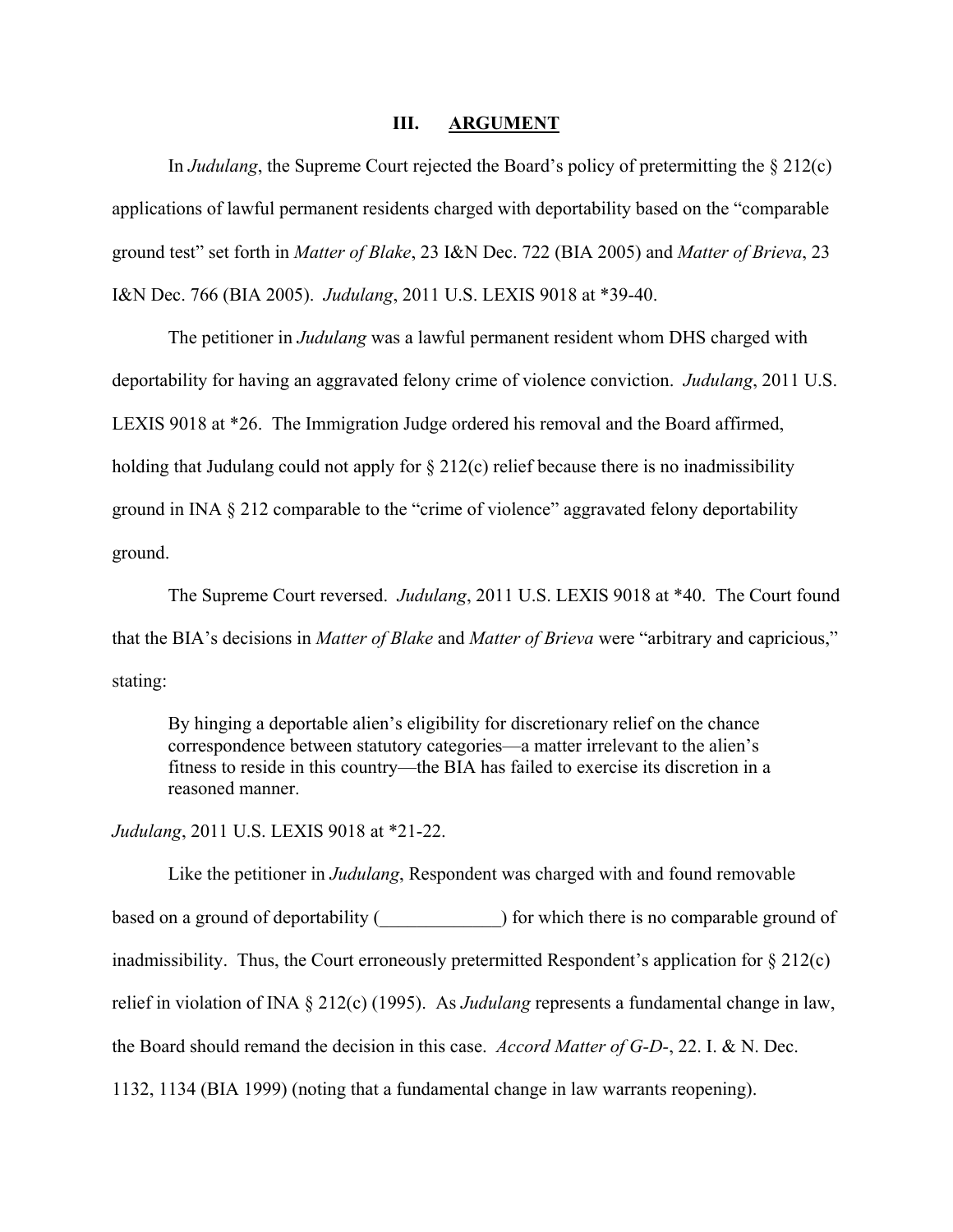## III. ARGUMENT

In *Judulang*, the Supreme Court rejected the Board's policy of pretermitting the § 212(c) applications of lawful permanent residents charged with deportability based on the "comparable ground test" set forth in *Matter of Blake*, 23 I&N Dec. 722 (BIA 2005) and *Matter of Brieva*, 23 I&N Dec. 766 (BIA 2005). *Judulang*, 2011 U.S. LEXIS 9018 at *39-40.

The petitioner in *Judulang* was a lawful permanent resident whom DHS charged with deportability for having an aggravated felony crime of violence conviction. *Judulang*, 2011 U.S. LEXIS 9018 at *26. The Immigration Judge ordered his removal and the Board affirmed, holding that Judulang could not apply for § 212(c) relief because there is no inadmissibility ground in INA § 212 comparable to the "crime of violence" aggravated felony deportability ground.

The Supreme Court reversed. *Judulang*, 2011 U.S. LEXIS 9018 at *40. The Court found that the BIA's decisions in *Matter of Blake* and *Matter of Brieva* were "arbitrary and capricious," stating:

> By hinging a deportable alien's eligibility for discretionary relief on the chance correspondence between statutory categories—a matter irrelevant to the alien's fitness to reside in this country—the BIA has failed to exercise its discretion in a reasoned manner.

*Judulang*, 2011 U.S. LEXIS 9018 at *21-22.

Like the petitioner in *Judulang*, Respondent was charged with and found removable based on a ground of deportability (_____________) for which there is no comparable ground of inadmissibility. Thus, the Court erroneously pretermitted Respondent's application for § 212(c) relief in violation of INA § 212(c) (1995). As *Judulang* represents a fundamental change in law, the Board should remand the decision in this case. *Accord Matter of G-D-*, 22. I. & N. Dec. 1132, 1134 (BIA 1999) (noting that a fundamental change in law warrants reopening).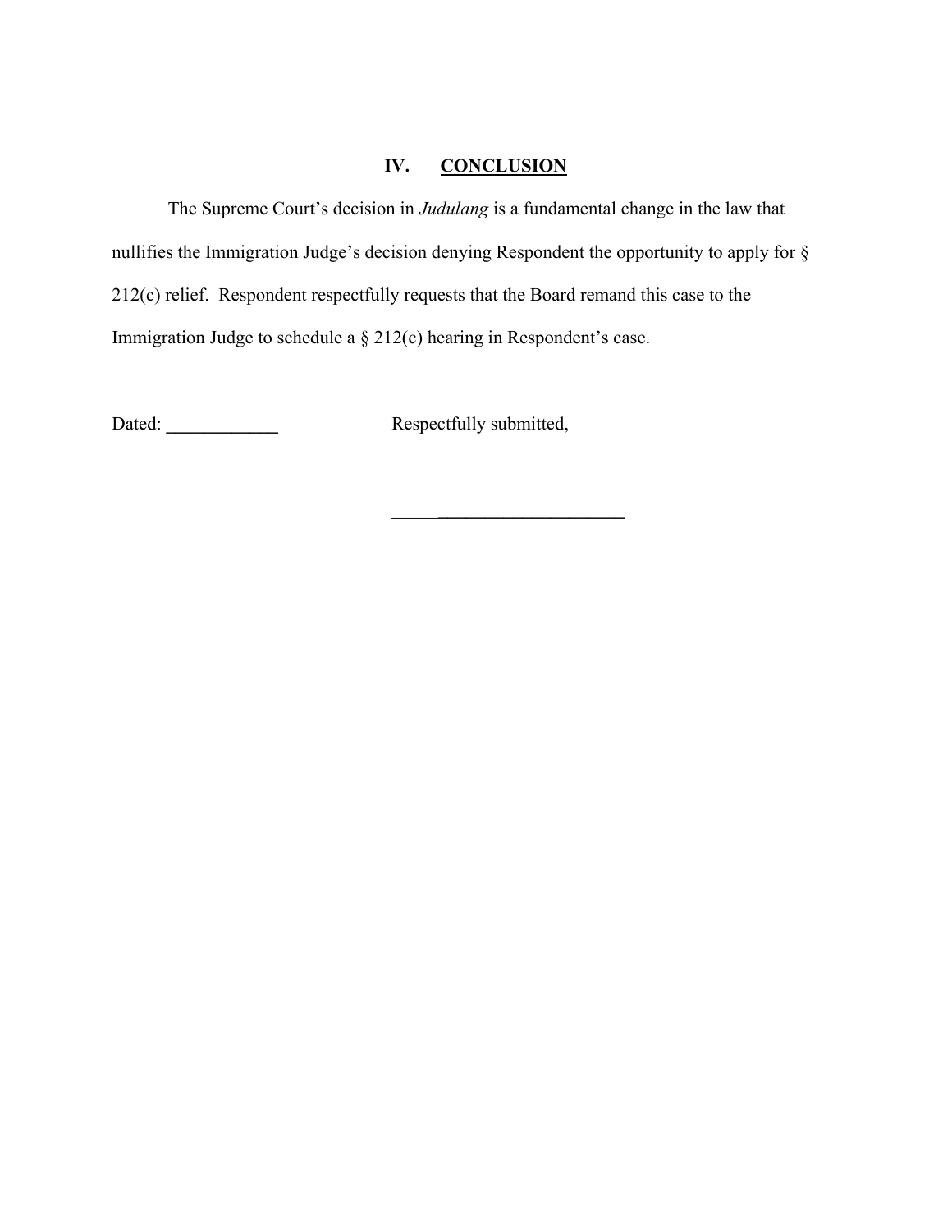## IV. **CONCLUSION**

The Supreme Court's decision in *Judulang* is a fundamental change in the law that nullifies the Immigration Judge's decision denying Respondent the opportunity to apply for § 212(c) relief. Respondent respectfully requests that the Board remand this case to the Immigration Judge to schedule a § 212(c) hearing in Respondent's case.

Dated: ____________ Respectfully submitted,

__________________________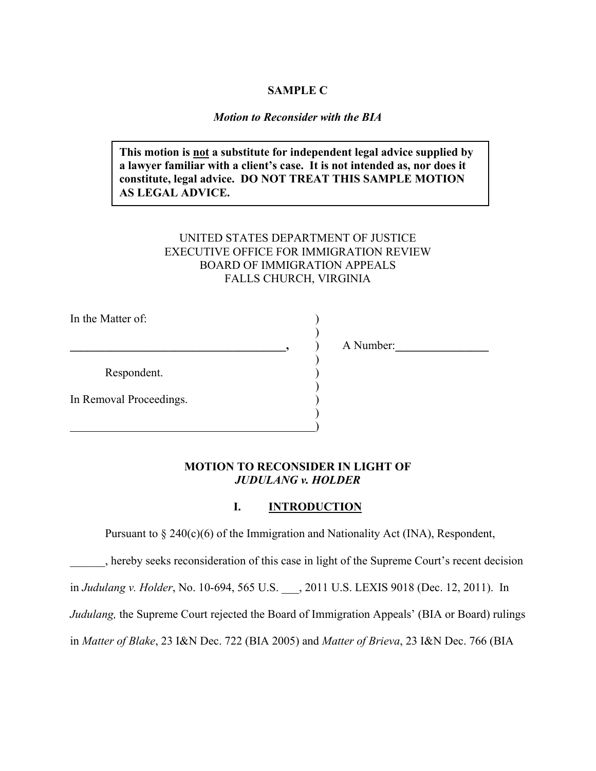**SAMPLE C**

*Motion to Reconsider with the BIA*

> **This motion is not a substitute for independent legal advice supplied by a lawyer familiar with a client's case. It is not intended as, nor does it constitute, legal advice. DO NOT TREAT THIS SAMPLE MOTION AS LEGAL ADVICE.**

UNITED STATES DEPARTMENT OF JUSTICE
EXECUTIVE OFFICE FOR IMMIGRATION REVIEW
BOARD OF IMMIGRATION APPEALS
FALLS CHURCH, VIRGINIA

| | | |
|---|---|---|
| In the Matter of: | ) | |
| | ) | |
| ______________________________________, | ) | A Number:________________ |
| | ) | |
| Respondent. | ) | |
| | ) | |
| In Removal Proceedings. | ) | |
| | ) | |
| ______________________________________ | ) | |

**MOTION TO RECONSIDER IN LIGHT OF *JUDULANG v. HOLDER***

## I. INTRODUCTION

Pursuant to § 240(c)(6) of the Immigration and Nationality Act (INA), Respondent, ______, hereby seeks reconsideration of this case in light of the Supreme Court's recent decision in *Judulang v. Holder*, No. 10-694, 565 U.S. ___, 2011 U.S. LEXIS 9018 (Dec. 12, 2011). In *Judulang,* the Supreme Court rejected the Board of Immigration Appeals' (BIA or Board) rulings in *Matter of Blake*, 23 I&N Dec. 722 (BIA 2005) and *Matter of Brieva*, 23 I&N Dec. 766 (BIA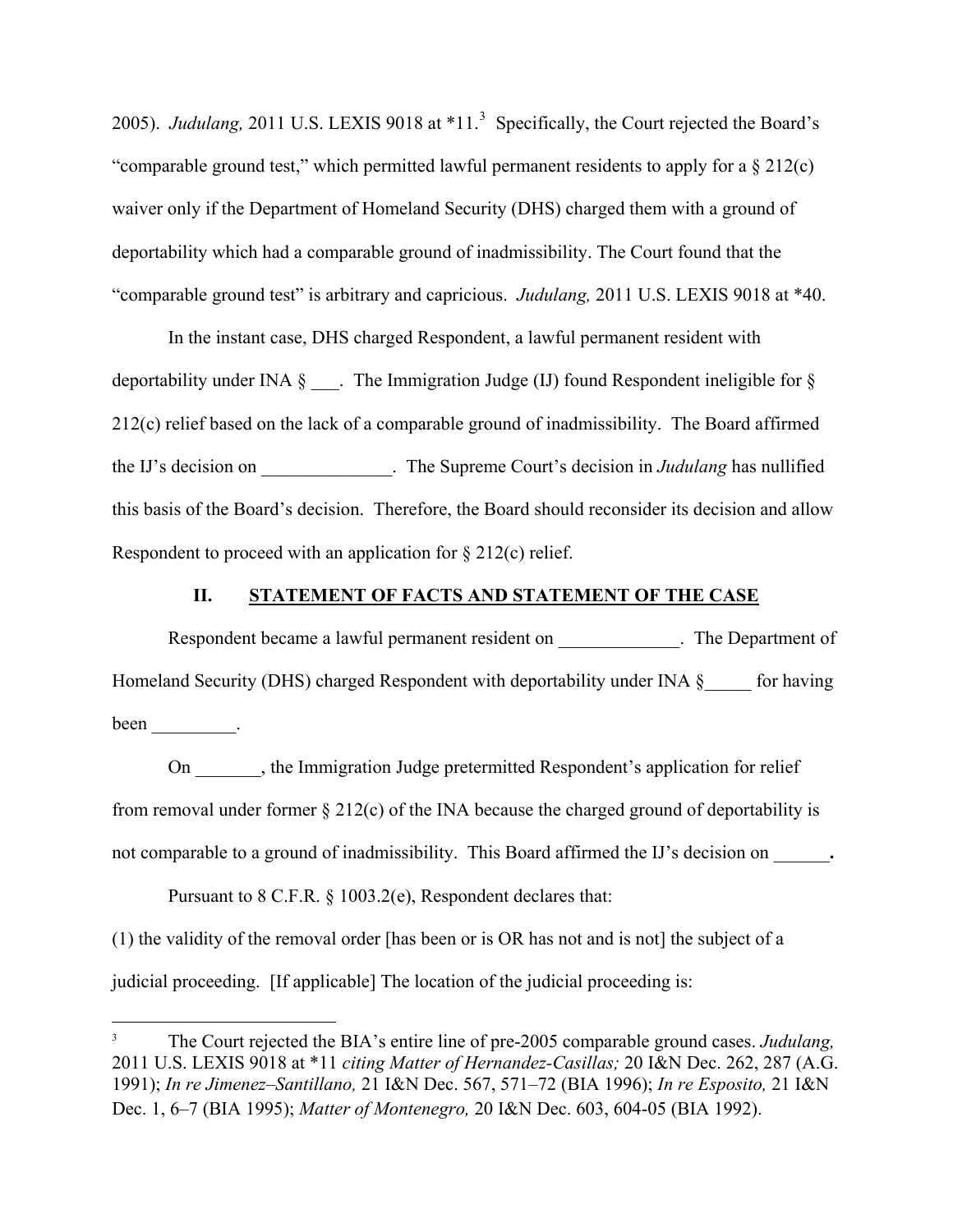2005). *Judulang,* 2011 U.S. LEXIS 9018 at *11.[3] Specifically, the Court rejected the Board's "comparable ground test," which permitted lawful permanent residents to apply for a § 212(c) waiver only if the Department of Homeland Security (DHS) charged them with a ground of deportability which had a comparable ground of inadmissibility. The Court found that the "comparable ground test" is arbitrary and capricious. *Judulang,* 2011 U.S. LEXIS 9018 at *40.

In the instant case, DHS charged Respondent, a lawful permanent resident with deportability under INA § ___. The Immigration Judge (IJ) found Respondent ineligible for § 212(c) relief based on the lack of a comparable ground of inadmissibility. The Board affirmed the IJ's decision on ______________. The Supreme Court's decision in *Judulang* has nullified this basis of the Board's decision. Therefore, the Board should reconsider its decision and allow Respondent to proceed with an application for § 212(c) relief.

## II. STATEMENT OF FACTS AND STATEMENT OF THE CASE

Respondent became a lawful permanent resident on _____________. The Department of Homeland Security (DHS) charged Respondent with deportability under INA §_____ for having been _________.

On _______, the Immigration Judge pretermitted Respondent's application for relief from removal under former § 212(c) of the INA because the charged ground of deportability is not comparable to a ground of inadmissibility. This Board affirmed the IJ's decision on ______**.**

Pursuant to 8 C.F.R. § 1003.2(e), Respondent declares that:

(1) the validity of the removal order [has been or is OR has not and is not] the subject of a judicial proceeding. [If applicable] The location of the judicial proceeding is:

---

[3] The Court rejected the BIA's entire line of pre-2005 comparable ground cases. *Judulang,* 2011 U.S. LEXIS 9018 at *11 *citing Matter of Hernandez-Casillas;* 20 I&N Dec. 262, 287 (A.G. 1991); *In re Jimenez–Santillano,* 21 I&N Dec. 567, 571–72 (BIA 1996); *In re Esposito,* 21 I&N Dec. 1, 6–7 (BIA 1995); *Matter of Montenegro,* 20 I&N Dec. 603, 604-05 (BIA 1992).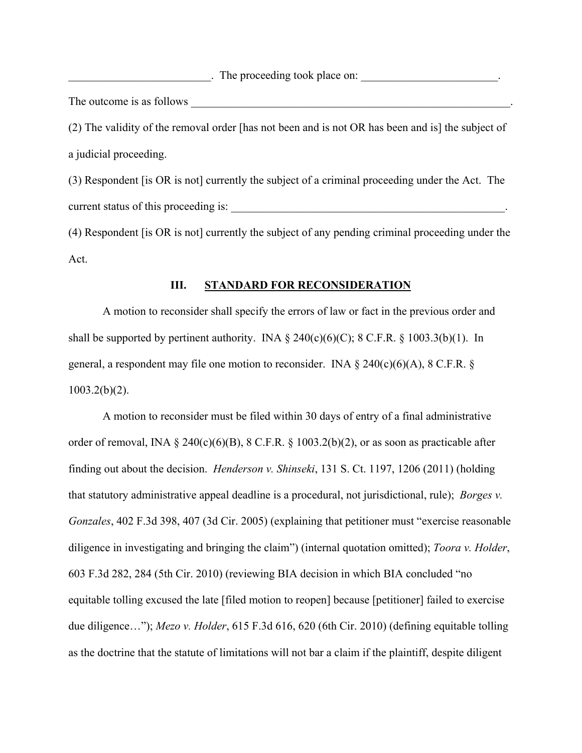_________________________. The proceeding took place on: ________________________.

The outcome is as follows ____________________________________________________________.

(2) The validity of the removal order [has not been and is not OR has been and is] the subject of a judicial proceeding.

(3) Respondent [is OR is not] currently the subject of a criminal proceeding under the Act. The current status of this proceeding is: ___________________________________________________.

(4) Respondent [is OR is not] currently the subject of any pending criminal proceeding under the Act.

### III. <u>STANDARD FOR RECONSIDERATION</u>

A motion to reconsider shall specify the errors of law or fact in the previous order and shall be supported by pertinent authority. INA § 240(c)(6)(C); 8 C.F.R. § 1003.3(b)(1). In general, a respondent may file one motion to reconsider. INA § 240(c)(6)(A), 8 C.F.R. § 1003.2(b)(2).

A motion to reconsider must be filed within 30 days of entry of a final administrative order of removal, INA § 240(c)(6)(B), 8 C.F.R. § 1003.2(b)(2), or as soon as practicable after finding out about the decision. *Henderson v. Shinseki*, 131 S. Ct. 1197, 1206 (2011) (holding that statutory administrative appeal deadline is a procedural, not jurisdictional, rule); *Borges v. Gonzales*, 402 F.3d 398, 407 (3d Cir. 2005) (explaining that petitioner must "exercise reasonable diligence in investigating and bringing the claim") (internal quotation omitted); *Toora v. Holder*, 603 F.3d 282, 284 (5th Cir. 2010) (reviewing BIA decision in which BIA concluded "no equitable tolling excused the late [filed motion to reopen] because [petitioner] failed to exercise due diligence…"); *Mezo v. Holder*, 615 F.3d 616, 620 (6th Cir. 2010) (defining equitable tolling as the doctrine that the statute of limitations will not bar a claim if the plaintiff, despite diligent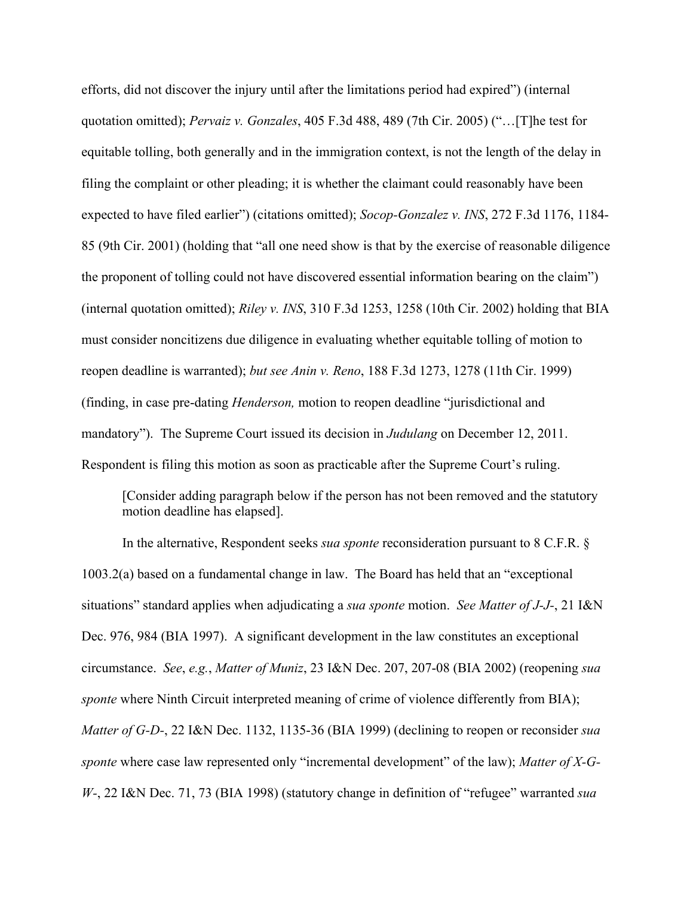efforts, did not discover the injury until after the limitations period had expired") (internal quotation omitted); *Pervaiz v. Gonzales*, 405 F.3d 488, 489 (7th Cir. 2005) ("…[T]he test for equitable tolling, both generally and in the immigration context, is not the length of the delay in filing the complaint or other pleading; it is whether the claimant could reasonably have been expected to have filed earlier") (citations omitted); *Socop-Gonzalez v. INS*, 272 F.3d 1176, 1184-85 (9th Cir. 2001) (holding that "all one need show is that by the exercise of reasonable diligence the proponent of tolling could not have discovered essential information bearing on the claim") (internal quotation omitted); *Riley v. INS*, 310 F.3d 1253, 1258 (10th Cir. 2002) holding that BIA must consider noncitizens due diligence in evaluating whether equitable tolling of motion to reopen deadline is warranted); *but see Anin v. Reno*, 188 F.3d 1273, 1278 (11th Cir. 1999) (finding, in case pre-dating *Henderson,* motion to reopen deadline "jurisdictional and mandatory"). The Supreme Court issued its decision in *Judulang* on December 12, 2011. Respondent is filing this motion as soon as practicable after the Supreme Court's ruling.

> [Consider adding paragraph below if the person has not been removed and the statutory motion deadline has elapsed].

In the alternative, Respondent seeks *sua sponte* reconsideration pursuant to 8 C.F.R. § 1003.2(a) based on a fundamental change in law. The Board has held that an "exceptional situations" standard applies when adjudicating a *sua sponte* motion. *See Matter of J-J-*, 21 I&N Dec. 976, 984 (BIA 1997). A significant development in the law constitutes an exceptional circumstance. *See*, *e.g.*, *Matter of Muniz*, 23 I&N Dec. 207, 207-08 (BIA 2002) (reopening *sua sponte* where Ninth Circuit interpreted meaning of crime of violence differently from BIA); *Matter of G-D-*, 22 I&N Dec. 1132, 1135-36 (BIA 1999) (declining to reopen or reconsider *sua sponte* where case law represented only "incremental development" of the law); *Matter of X-G-W-*, 22 I&N Dec. 71, 73 (BIA 1998) (statutory change in definition of "refugee" warranted *sua*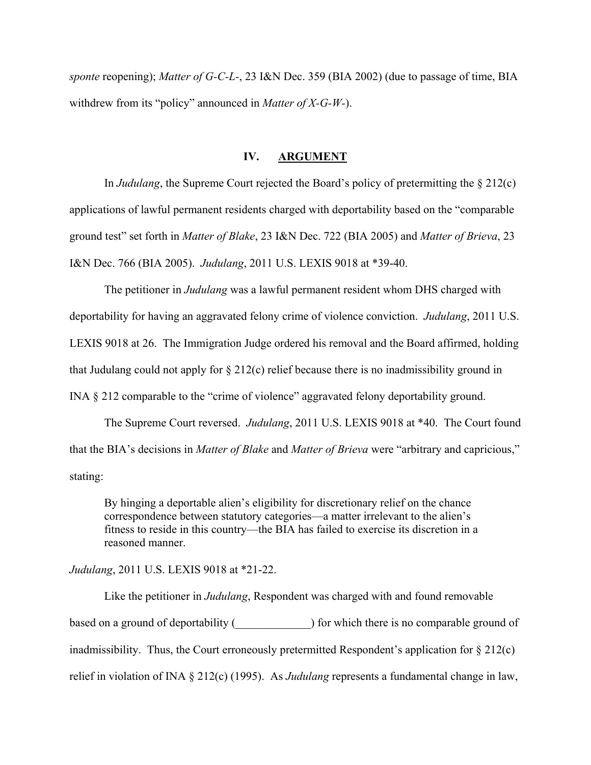*sponte* reopening); *Matter of G-C-L-*, 23 I&N Dec. 359 (BIA 2002) (due to passage of time, BIA withdrew from its "policy" announced in *Matter of X-G-W-*).

## IV. ARGUMENT

In *Judulang*, the Supreme Court rejected the Board's policy of pretermitting the § 212(c) applications of lawful permanent residents charged with deportability based on the "comparable ground test" set forth in *Matter of Blake*, 23 I&N Dec. 722 (BIA 2005) and *Matter of Brieva*, 23 I&N Dec. 766 (BIA 2005). *Judulang*, 2011 U.S. LEXIS 9018 at *39-40.

The petitioner in *Judulang* was a lawful permanent resident whom DHS charged with deportability for having an aggravated felony crime of violence conviction. *Judulang*, 2011 U.S. LEXIS 9018 at 26. The Immigration Judge ordered his removal and the Board affirmed, holding that Judulang could not apply for § 212(c) relief because there is no inadmissibility ground in INA § 212 comparable to the "crime of violence" aggravated felony deportability ground.

The Supreme Court reversed. *Judulang*, 2011 U.S. LEXIS 9018 at *40. The Court found that the BIA's decisions in *Matter of Blake* and *Matter of Brieva* were "arbitrary and capricious," stating:

> By hinging a deportable alien's eligibility for discretionary relief on the chance correspondence between statutory categories—a matter irrelevant to the alien's fitness to reside in this country—the BIA has failed to exercise its discretion in a reasoned manner.

*Judulang*, 2011 U.S. LEXIS 9018 at *21-22.

Like the petitioner in *Judulang*, Respondent was charged with and found removable based on a ground of deportability (_____________) for which there is no comparable ground of inadmissibility. Thus, the Court erroneously pretermitted Respondent's application for § 212(c) relief in violation of INA § 212(c) (1995). As *Judulang* represents a fundamental change in law,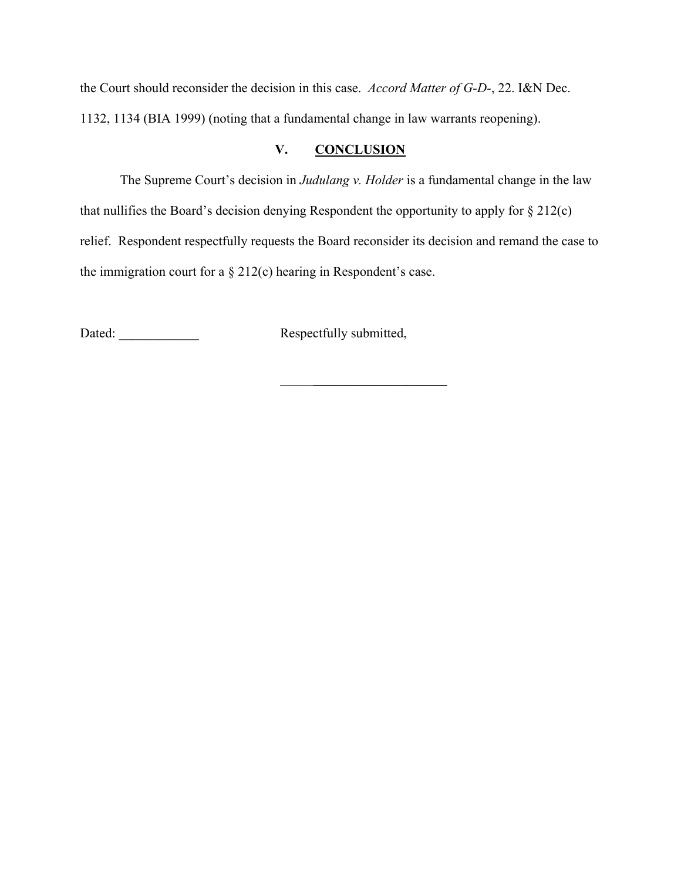the Court should reconsider the decision in this case. *Accord Matter of G-D-*, 22. I&N Dec. 1132, 1134 (BIA 1999) (noting that a fundamental change in law warrants reopening).

## V. CONCLUSION

The Supreme Court's decision in *Judulang v. Holder* is a fundamental change in the law that nullifies the Board's decision denying Respondent the opportunity to apply for § 212(c) relief. Respondent respectfully requests the Board reconsider its decision and remand the case to the immigration court for a § 212(c) hearing in Respondent's case.

Dated: ____________ Respectfully submitted,

__________________________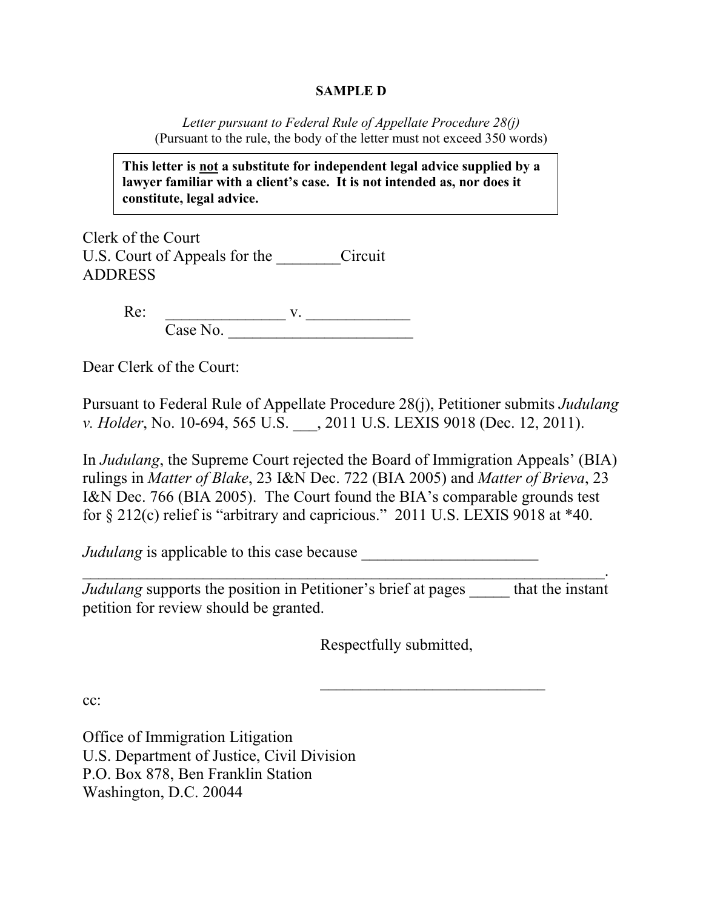**SAMPLE D**

*Letter pursuant to Federal Rule of Appellate Procedure 28(j)*
(Pursuant to the rule, the body of the letter must not exceed 350 words)

> **This letter is not a substitute for independent legal advice supplied by a lawyer familiar with a client's case. It is not intended as, nor does it constitute, legal advice.**

Clerk of the Court
U.S. Court of Appeals for the ________Circuit
ADDRESS

Re: _______________ v. _____________
Case No. _______________________

Dear Clerk of the Court:

Pursuant to Federal Rule of Appellate Procedure 28(j), Petitioner submits *Judulang v. Holder*, No. 10-694, 565 U.S. ___, 2011 U.S. LEXIS 9018 (Dec. 12, 2011).

In *Judulang*, the Supreme Court rejected the Board of Immigration Appeals' (BIA) rulings in *Matter of Blake*, 23 I&N Dec. 722 (BIA 2005) and *Matter of Brieva*, 23 I&N Dec. 766 (BIA 2005). The Court found the BIA's comparable grounds test for § 212(c) relief is "arbitrary and capricious." 2011 U.S. LEXIS 9018 at *40.

*Judulang* is applicable to this case because ______________________
_____________________________________________________________________.
*Judulang* supports the position in Petitioner's brief at pages _____ that the instant petition for review should be granted.

Respectfully submitted,

____________________________

cc:

Office of Immigration Litigation
U.S. Department of Justice, Civil Division
P.O. Box 878, Ben Franklin Station
Washington, D.C. 20044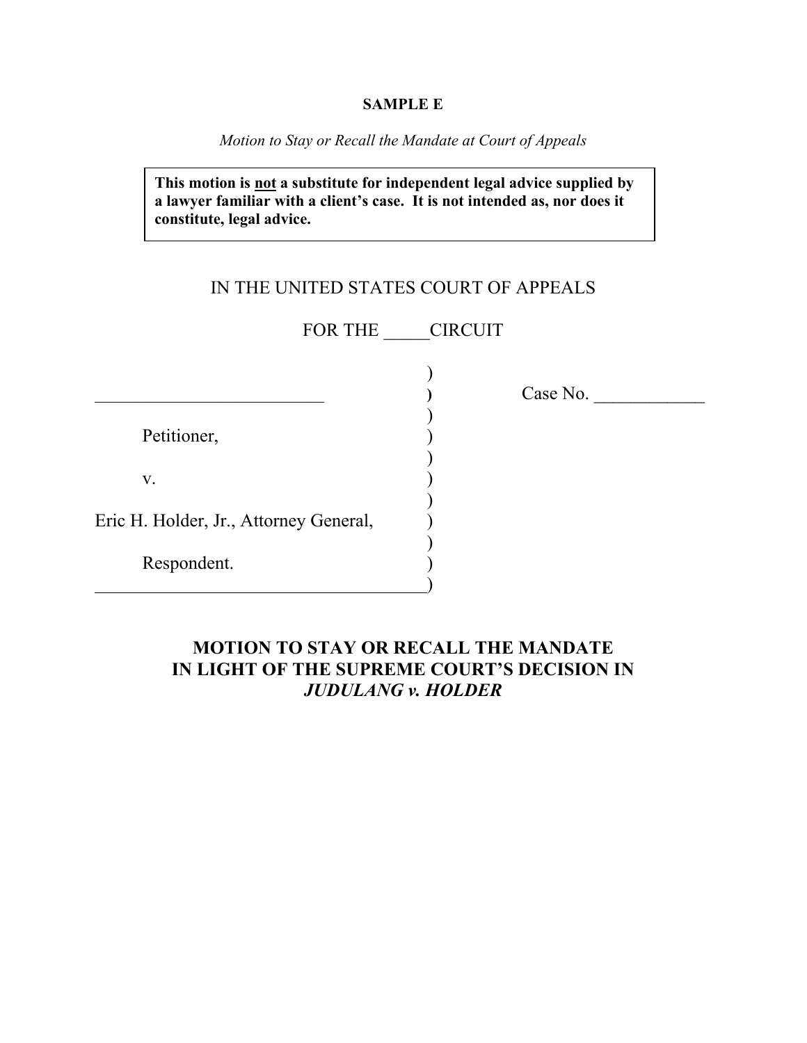**SAMPLE E**

*Motion to Stay or Recall the Mandate at Court of Appeals*

> **This motion is <u>not</u> a substitute for independent legal advice supplied by a lawyer familiar with a client's case. It is not intended as, nor does it constitute, legal advice.**

IN THE UNITED STATES COURT OF APPEALS

FOR THE _____CIRCUIT

| | | |
|---|---|---|
| __________________________ | ) | Case No. ____________ |
| Petitioner, | ) | |
| v. | ) | |
| Eric H. Holder, Jr., Attorney General, | ) | |
| Respondent. | ) | |

**MOTION TO STAY OR RECALL THE MANDATE IN LIGHT OF THE SUPREME COURT'S DECISION IN *JUDULANG v. HOLDER***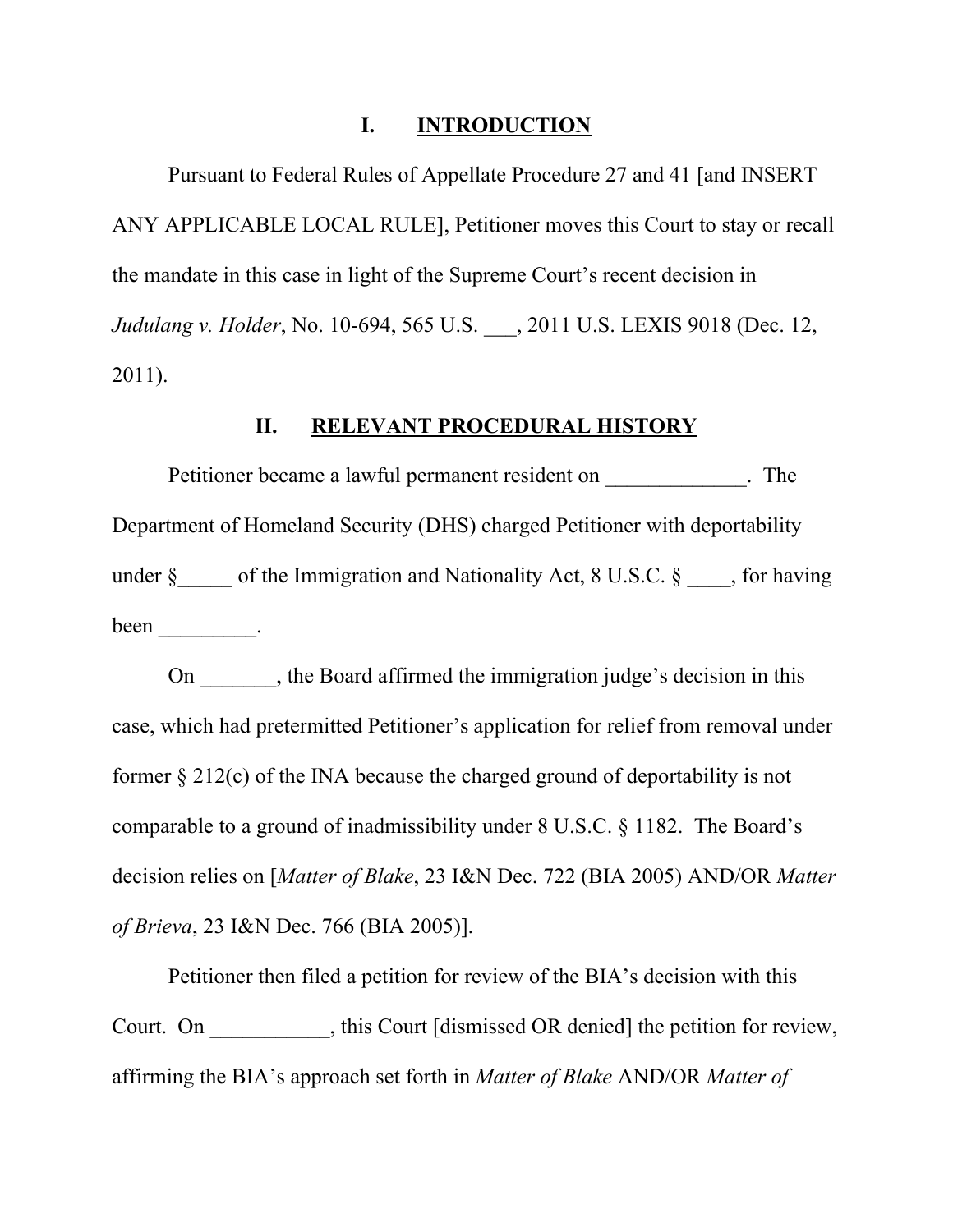## I. INTRODUCTION

Pursuant to Federal Rules of Appellate Procedure 27 and 41 [and INSERT ANY APPLICABLE LOCAL RULE], Petitioner moves this Court to stay or recall the mandate in this case in light of the Supreme Court's recent decision in *Judulang v. Holder*, No. 10-694, 565 U.S. ___, 2011 U.S. LEXIS 9018 (Dec. 12, 2011).

## II. RELEVANT PROCEDURAL HISTORY

Petitioner became a lawful permanent resident on _____________. The Department of Homeland Security (DHS) charged Petitioner with deportability under §_____ of the Immigration and Nationality Act, 8 U.S.C. § ____, for having been _________.

On _______, the Board affirmed the immigration judge's decision in this case, which had pretermitted Petitioner's application for relief from removal under former § 212(c) of the INA because the charged ground of deportability is not comparable to a ground of inadmissibility under 8 U.S.C. § 1182. The Board's decision relies on [*Matter of Blake*, 23 I&N Dec. 722 (BIA 2005) AND/OR *Matter of Brieva*, 23 I&N Dec. 766 (BIA 2005)].

Petitioner then filed a petition for review of the BIA's decision with this Court. On ___________, this Court [dismissed OR denied] the petition for review, affirming the BIA's approach set forth in *Matter of Blake* AND/OR *Matter of*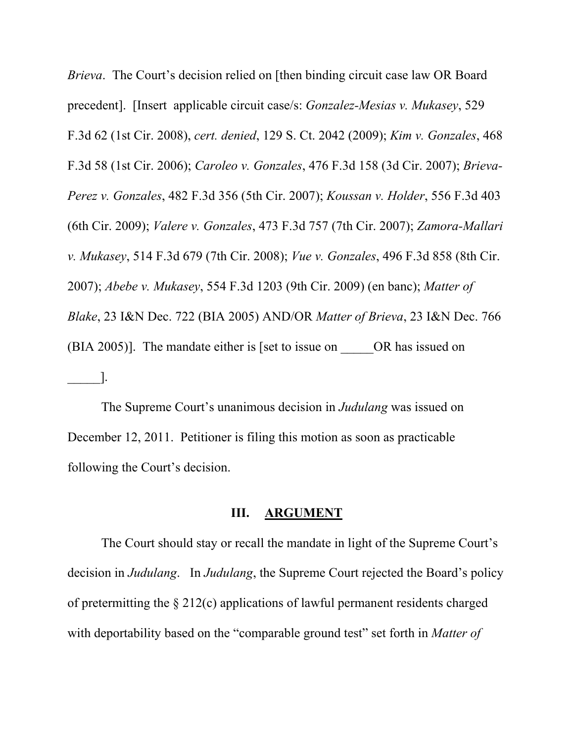*Brieva*. The Court's decision relied on [then binding circuit case law OR Board precedent]. [Insert applicable circuit case/s: *Gonzalez-Mesias v. Mukasey*, 529 F.3d 62 (1st Cir. 2008), *cert. denied*, 129 S. Ct. 2042 (2009); *Kim v. Gonzales*, 468 F.3d 58 (1st Cir. 2006); *Caroleo v. Gonzales*, 476 F.3d 158 (3d Cir. 2007); *Brieva-Perez v. Gonzales*, 482 F.3d 356 (5th Cir. 2007); *Koussan v. Holder*, 556 F.3d 403 (6th Cir. 2009); *Valere v. Gonzales*, 473 F.3d 757 (7th Cir. 2007); *Zamora-Mallari v. Mukasey*, 514 F.3d 679 (7th Cir. 2008); *Vue v. Gonzales*, 496 F.3d 858 (8th Cir. 2007); *Abebe v. Mukasey*, 554 F.3d 1203 (9th Cir. 2009) (en banc); *Matter of Blake*, 23 I&N Dec. 722 (BIA 2005) AND/OR *Matter of Brieva*, 23 I&N Dec. 766 (BIA 2005)]. The mandate either is [set to issue on _____OR has issued on _____].

The Supreme Court's unanimous decision in *Judulang* was issued on December 12, 2011. Petitioner is filing this motion as soon as practicable following the Court's decision.

## III. ARGUMENT

The Court should stay or recall the mandate in light of the Supreme Court's decision in *Judulang*. In *Judulang*, the Supreme Court rejected the Board's policy of pretermitting the § 212(c) applications of lawful permanent residents charged with deportability based on the "comparable ground test" set forth in *Matter of*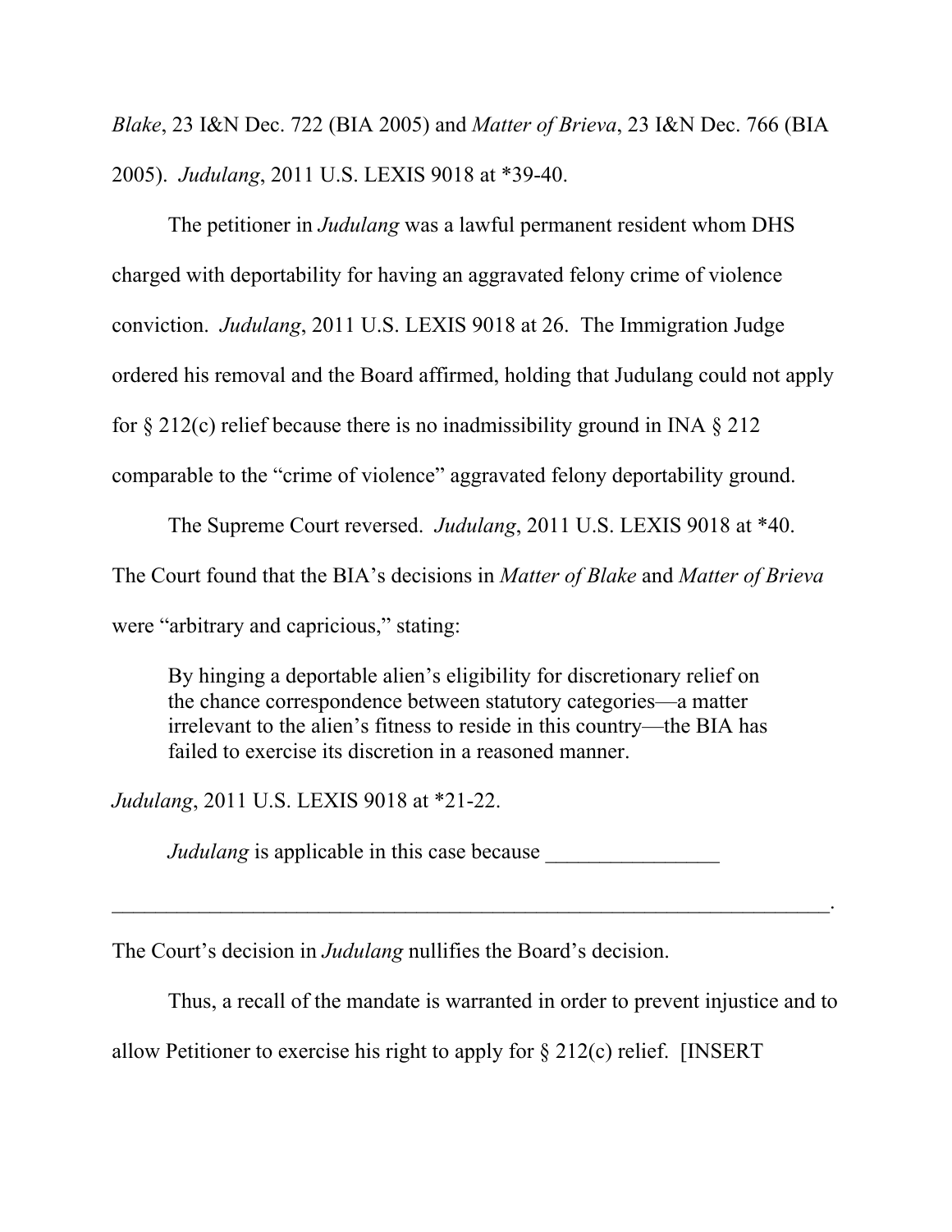*Blake*, 23 I&N Dec. 722 (BIA 2005) and *Matter of Brieva*, 23 I&N Dec. 766 (BIA 2005). *Judulang*, 2011 U.S. LEXIS 9018 at *39-40.

The petitioner in *Judulang* was a lawful permanent resident whom DHS charged with deportability for having an aggravated felony crime of violence conviction. *Judulang*, 2011 U.S. LEXIS 9018 at 26. The Immigration Judge ordered his removal and the Board affirmed, holding that Judulang could not apply for § 212(c) relief because there is no inadmissibility ground in INA § 212 comparable to the "crime of violence" aggravated felony deportability ground.

The Supreme Court reversed. *Judulang*, 2011 U.S. LEXIS 9018 at *40. The Court found that the BIA's decisions in *Matter of Blake* and *Matter of Brieva* were "arbitrary and capricious," stating:

> By hinging a deportable alien's eligibility for discretionary relief on the chance correspondence between statutory categories—a matter irrelevant to the alien's fitness to reside in this country—the BIA has failed to exercise its discretion in a reasoned manner.

*Judulang*, 2011 U.S. LEXIS 9018 at *21-22.

*Judulang* is applicable in this case because ________________

____________________________________________________________________.

The Court's decision in *Judulang* nullifies the Board's decision.

Thus, a recall of the mandate is warranted in order to prevent injustice and to allow Petitioner to exercise his right to apply for § 212(c) relief. [INSERT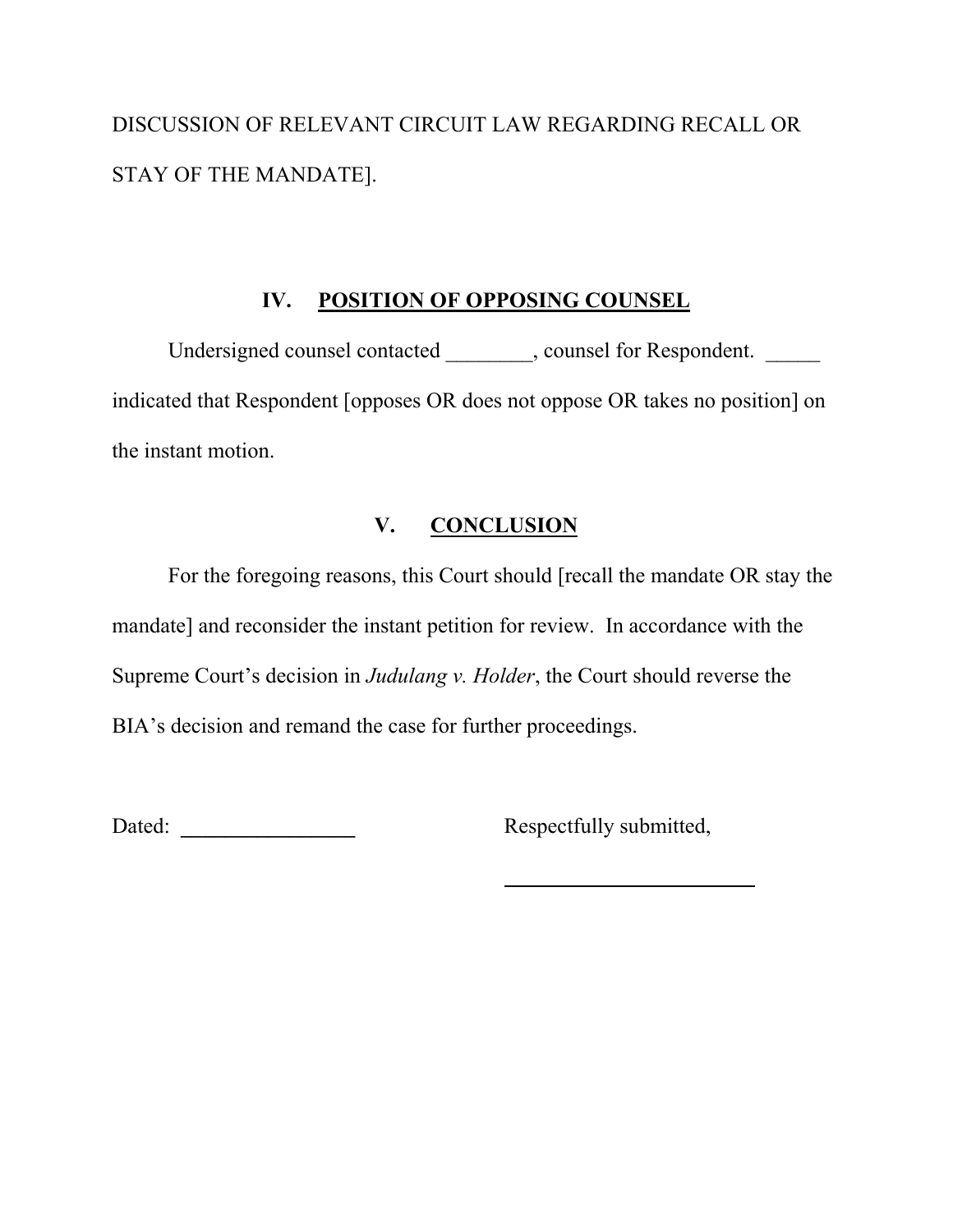DISCUSSION OF RELEVANT CIRCUIT LAW REGARDING RECALL OR STAY OF THE MANDATE].

## IV. <u>POSITION OF OPPOSING COUNSEL</u>

Undersigned counsel contacted ________, counsel for Respondent. _____ indicated that Respondent [opposes OR does not oppose OR takes no position] on the instant motion.

## V. <u>CONCLUSION</u>

For the foregoing reasons, this Court should [recall the mandate OR stay the mandate] and reconsider the instant petition for review. In accordance with the Supreme Court's decision in *Judulang v. Holder*, the Court should reverse the BIA's decision and remand the case for further proceedings.

Dated: ________________ Respectfully submitted,

________________________